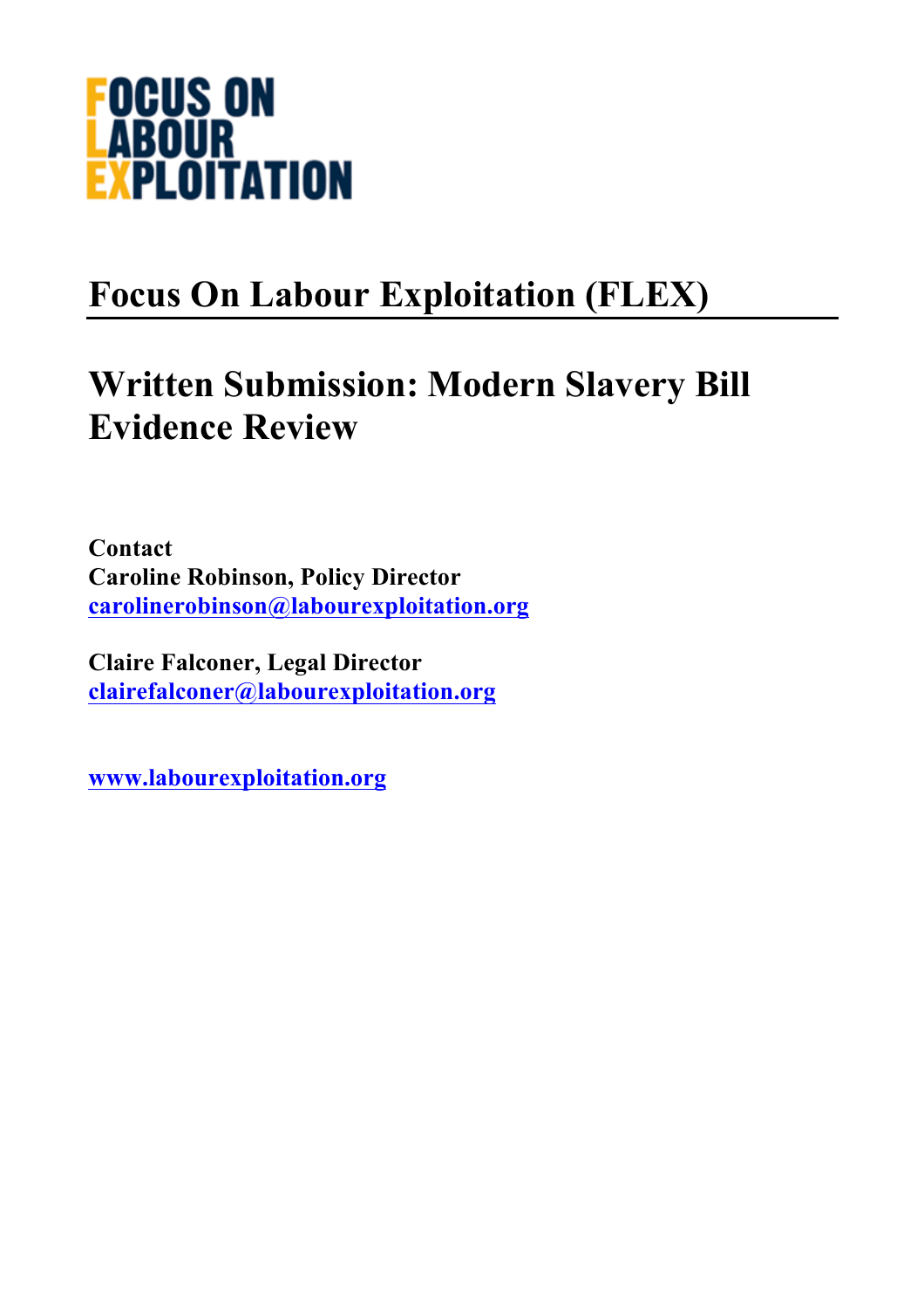FOCUS ON
LABOUR
EXPLOITATION

# Focus On Labour Exploitation (FLEX)

# Written Submission: Modern Slavery Bill Evidence Review

**Contact**
**Caroline Robinson, Policy Director**
**carolinerobinson@labourexploitation.org**

**Claire Falconer, Legal Director**
**clairefalconer@labourexploitation.org**

**www.labourexploitation.org**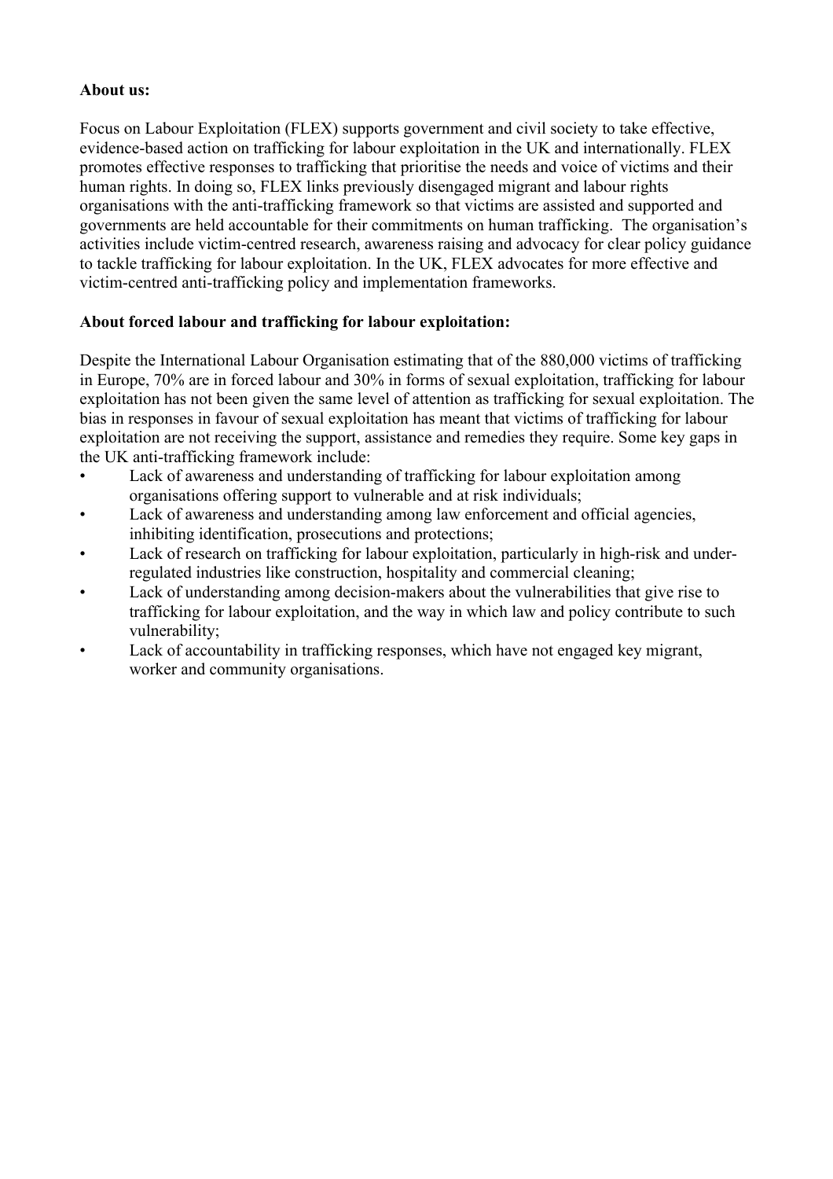**About us:**

Focus on Labour Exploitation (FLEX) supports government and civil society to take effective, evidence-based action on trafficking for labour exploitation in the UK and internationally. FLEX promotes effective responses to trafficking that prioritise the needs and voice of victims and their human rights. In doing so, FLEX links previously disengaged migrant and labour rights organisations with the anti-trafficking framework so that victims are assisted and supported and governments are held accountable for their commitments on human trafficking. The organisation's activities include victim-centred research, awareness raising and advocacy for clear policy guidance to tackle trafficking for labour exploitation. In the UK, FLEX advocates for more effective and victim-centred anti-trafficking policy and implementation frameworks.

**About forced labour and trafficking for labour exploitation:**

Despite the International Labour Organisation estimating that of the 880,000 victims of trafficking in Europe, 70% are in forced labour and 30% in forms of sexual exploitation, trafficking for labour exploitation has not been given the same level of attention as trafficking for sexual exploitation. The bias in responses in favour of sexual exploitation has meant that victims of trafficking for labour exploitation are not receiving the support, assistance and remedies they require. Some key gaps in the UK anti-trafficking framework include:

- Lack of awareness and understanding of trafficking for labour exploitation among organisations offering support to vulnerable and at risk individuals;
- Lack of awareness and understanding among law enforcement and official agencies, inhibiting identification, prosecutions and protections;
- Lack of research on trafficking for labour exploitation, particularly in high-risk and under-regulated industries like construction, hospitality and commercial cleaning;
- Lack of understanding among decision-makers about the vulnerabilities that give rise to trafficking for labour exploitation, and the way in which law and policy contribute to such vulnerability;
- Lack of accountability in trafficking responses, which have not engaged key migrant, worker and community organisations.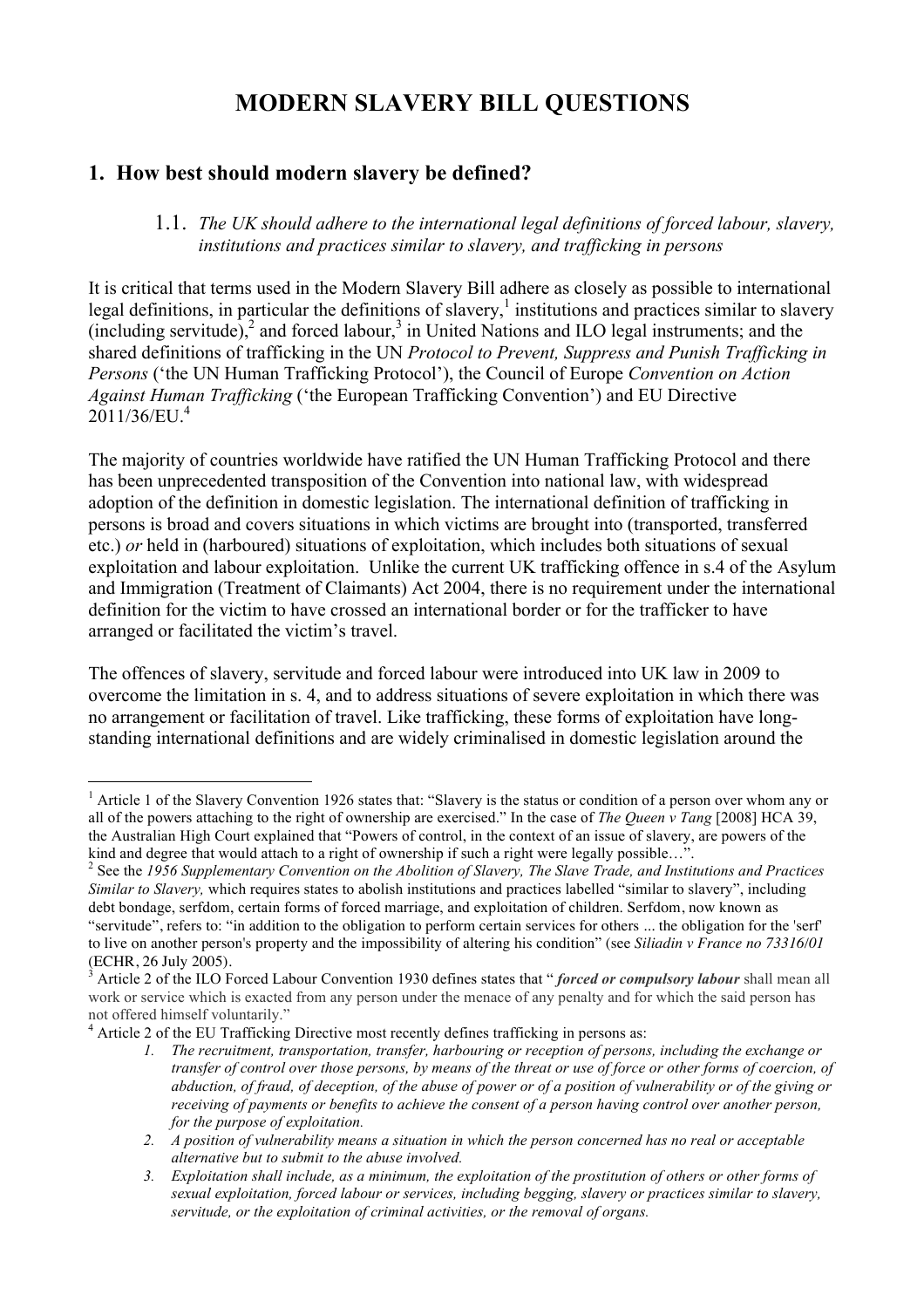# MODERN SLAVERY BILL QUESTIONS

## 1. How best should modern slavery be defined?

### 1.1. *The UK should adhere to the international legal definitions of forced labour, slavery, institutions and practices similar to slavery, and trafficking in persons*

It is critical that terms used in the Modern Slavery Bill adhere as closely as possible to international legal definitions, in particular the definitions of slavery,[1] institutions and practices similar to slavery (including servitude),[2] and forced labour,[3] in United Nations and ILO legal instruments; and the shared definitions of trafficking in the UN *Protocol to Prevent, Suppress and Punish Trafficking in Persons* ('the UN Human Trafficking Protocol'), the Council of Europe *Convention on Action Against Human Trafficking* ('the European Trafficking Convention') and EU Directive 2011/36/EU.[4]

The majority of countries worldwide have ratified the UN Human Trafficking Protocol and there has been unprecedented transposition of the Convention into national law, with widespread adoption of the definition in domestic legislation. The international definition of trafficking in persons is broad and covers situations in which victims are brought into (transported, transferred etc.) *or* held in (harboured) situations of exploitation, which includes both situations of sexual exploitation and labour exploitation. Unlike the current UK trafficking offence in s.4 of the Asylum and Immigration (Treatment of Claimants) Act 2004, there is no requirement under the international definition for the victim to have crossed an international border or for the trafficker to have arranged or facilitated the victim's travel.

The offences of slavery, servitude and forced labour were introduced into UK law in 2009 to overcome the limitation in s. 4, and to address situations of severe exploitation in which there was no arrangement or facilitation of travel. Like trafficking, these forms of exploitation have long-standing international definitions and are widely criminalised in domestic legislation around the

---

[1] Article 1 of the Slavery Convention 1926 states that: "Slavery is the status or condition of a person over whom any or all of the powers attaching to the right of ownership are exercised." In the case of *The Queen v Tang* [2008] HCA 39, the Australian High Court explained that "Powers of control, in the context of an issue of slavery, are powers of the kind and degree that would attach to a right of ownership if such a right were legally possible…".

[2] See the *1956 Supplementary Convention on the Abolition of Slavery, The Slave Trade, and Institutions and Practices Similar to Slavery,* which requires states to abolish institutions and practices labelled "similar to slavery", including debt bondage, serfdom, certain forms of forced marriage, and exploitation of children. Serfdom, now known as "servitude", refers to: "in addition to the obligation to perform certain services for others ... the obligation for the 'serf' to live on another person's property and the impossibility of altering his condition" (see *Siliadin v France no 73316/01* (ECHR, 26 July 2005).

[3] Article 2 of the ILO Forced Labour Convention 1930 defines states that "***forced or compulsory labour*** shall mean all work or service which is exacted from any person under the menace of any penalty and for which the said person has not offered himself voluntarily."

[4] Article 2 of the EU Trafficking Directive most recently defines trafficking in persons as:

1. *The recruitment, transportation, transfer, harbouring or reception of persons, including the exchange or transfer of control over those persons, by means of the threat or use of force or other forms of coercion, of abduction, of fraud, of deception, of the abuse of power or of a position of vulnerability or of the giving or receiving of payments or benefits to achieve the consent of a person having control over another person, for the purpose of exploitation.*
2. *A position of vulnerability means a situation in which the person concerned has no real or acceptable alternative but to submit to the abuse involved.*
3. *Exploitation shall include, as a minimum, the exploitation of the prostitution of others or other forms of sexual exploitation, forced labour or services, including begging, slavery or practices similar to slavery, servitude, or the exploitation of criminal activities, or the removal of organs.*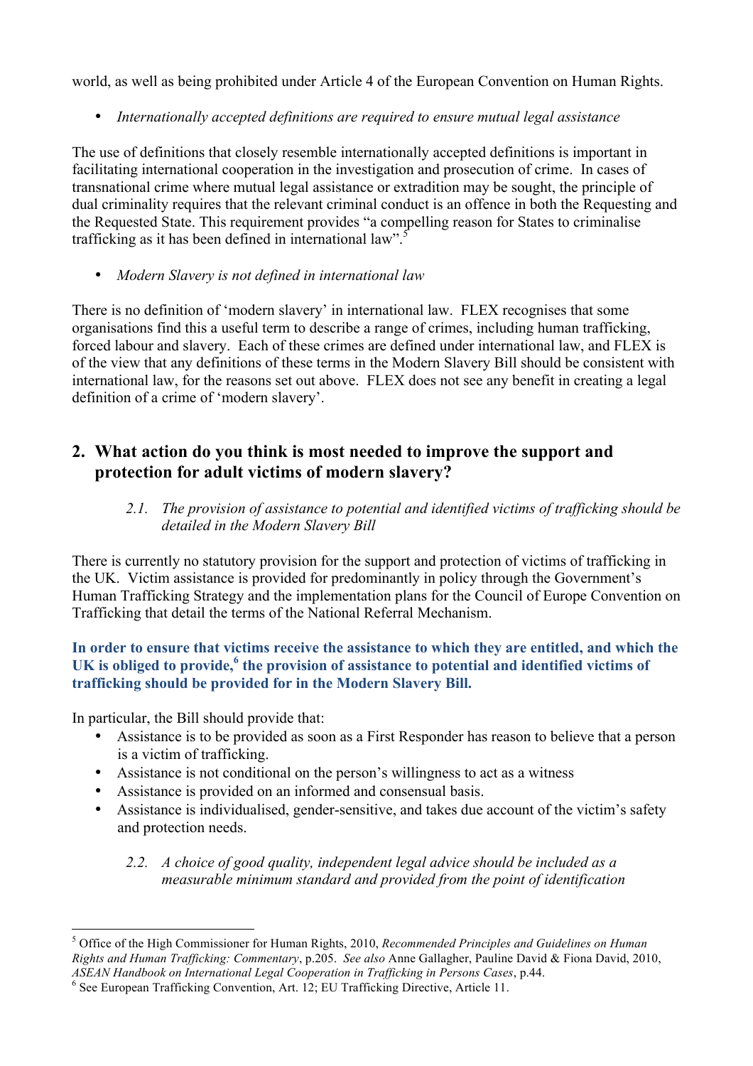world, as well as being prohibited under Article 4 of the European Convention on Human Rights.

- *Internationally accepted definitions are required to ensure mutual legal assistance*

The use of definitions that closely resemble internationally accepted definitions is important in facilitating international cooperation in the investigation and prosecution of crime. In cases of transnational crime where mutual legal assistance or extradition may be sought, the principle of dual criminality requires that the relevant criminal conduct is an offence in both the Requesting and the Requested State. This requirement provides "a compelling reason for States to criminalise trafficking as it has been defined in international law".[5]

- *Modern Slavery is not defined in international law*

There is no definition of 'modern slavery' in international law. FLEX recognises that some organisations find this a useful term to describe a range of crimes, including human trafficking, forced labour and slavery. Each of these crimes are defined under international law, and FLEX is of the view that any definitions of these terms in the Modern Slavery Bill should be consistent with international law, for the reasons set out above. FLEX does not see any benefit in creating a legal definition of a crime of 'modern slavery'.

## 2. What action do you think is most needed to improve the support and protection for adult victims of modern slavery?

### *2.1. The provision of assistance to potential and identified victims of trafficking should be detailed in the Modern Slavery Bill*

There is currently no statutory provision for the support and protection of victims of trafficking in the UK. Victim assistance is provided for predominantly in policy through the Government's Human Trafficking Strategy and the implementation plans for the Council of Europe Convention on Trafficking that detail the terms of the National Referral Mechanism.

**In order to ensure that victims receive the assistance to which they are entitled, and which the UK is obliged to provide,[6] the provision of assistance to potential and identified victims of trafficking should be provided for in the Modern Slavery Bill.**

In particular, the Bill should provide that:

- Assistance is to be provided as soon as a First Responder has reason to believe that a person is a victim of trafficking.
- Assistance is not conditional on the person's willingness to act as a witness
- Assistance is provided on an informed and consensual basis.
- Assistance is individualised, gender-sensitive, and takes due account of the victim's safety and protection needs.

### *2.2. A choice of good quality, independent legal advice should be included as a measurable minimum standard and provided from the point of identification*

---

[5] Office of the High Commissioner for Human Rights, 2010, *Recommended Principles and Guidelines on Human Rights and Human Trafficking: Commentary*, p.205. *See also* Anne Gallagher, Pauline David & Fiona David, 2010, *ASEAN Handbook on International Legal Cooperation in Trafficking in Persons Cases*, p.44.

[6] See European Trafficking Convention, Art. 12; EU Trafficking Directive, Article 11.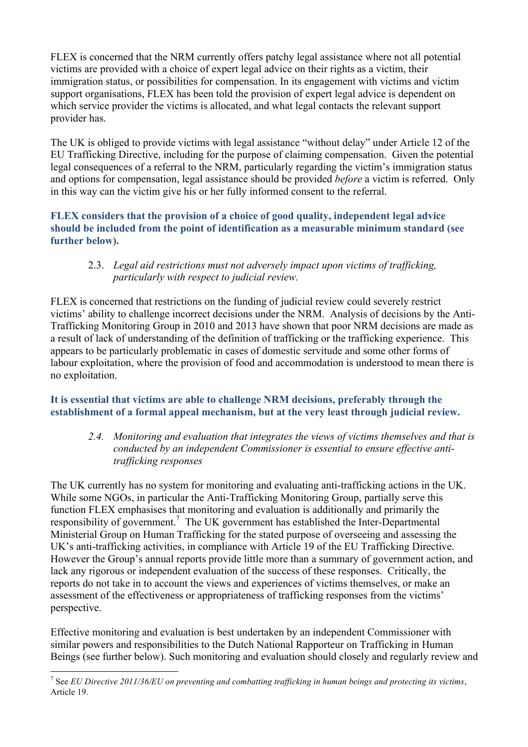FLEX is concerned that the NRM currently offers patchy legal assistance where not all potential victims are provided with a choice of expert legal advice on their rights as a victim, their immigration status, or possibilities for compensation. In its engagement with victims and victim support organisations, FLEX has been told the provision of expert legal advice is dependent on which service provider the victims is allocated, and what legal contacts the relevant support provider has.

The UK is obliged to provide victims with legal assistance "without delay" under Article 12 of the EU Trafficking Directive, including for the purpose of claiming compensation. Given the potential legal consequences of a referral to the NRM, particularly regarding the victim's immigration status and options for compensation, legal assistance should be provided *before* a victim is referred. Only in this way can the victim give his or her fully informed consent to the referral.

**FLEX considers that the provision of a choice of good quality, independent legal advice should be included from the point of identification as a measurable minimum standard (see further below).**

> 2.3. *Legal aid restrictions must not adversely impact upon victims of trafficking, particularly with respect to judicial review.*

FLEX is concerned that restrictions on the funding of judicial review could severely restrict victims' ability to challenge incorrect decisions under the NRM. Analysis of decisions by the Anti-Trafficking Monitoring Group in 2010 and 2013 have shown that poor NRM decisions are made as a result of lack of understanding of the definition of trafficking or the trafficking experience. This appears to be particularly problematic in cases of domestic servitude and some other forms of labour exploitation, where the provision of food and accommodation is understood to mean there is no exploitation.

**It is essential that victims are able to challenge NRM decisions, preferably through the establishment of a formal appeal mechanism, but at the very least through judicial review.**

> *2.4. Monitoring and evaluation that integrates the views of victims themselves and that is conducted by an independent Commissioner is essential to ensure effective anti-trafficking responses*

The UK currently has no system for monitoring and evaluating anti-trafficking actions in the UK. While some NGOs, in particular the Anti-Trafficking Monitoring Group, partially serve this function FLEX emphasises that monitoring and evaluation is additionally and primarily the responsibility of government.[7] The UK government has established the Inter-Departmental Ministerial Group on Human Trafficking for the stated purpose of overseeing and assessing the UK's anti-trafficking activities, in compliance with Article 19 of the EU Trafficking Directive. However the Group's annual reports provide little more than a summary of government action, and lack any rigorous or independent evaluation of the success of these responses. Critically, the reports do not take in to account the views and experiences of victims themselves, or make an assessment of the effectiveness or appropriateness of trafficking responses from the victims' perspective.

Effective monitoring and evaluation is best undertaken by an independent Commissioner with similar powers and responsibilities to the Dutch National Rapporteur on Trafficking in Human Beings (see further below). Such monitoring and evaluation should closely and regularly review and

---

[7] See *EU Directive 2011/36/EU on preventing and combatting trafficking in human beings and protecting its victims*, Article 19.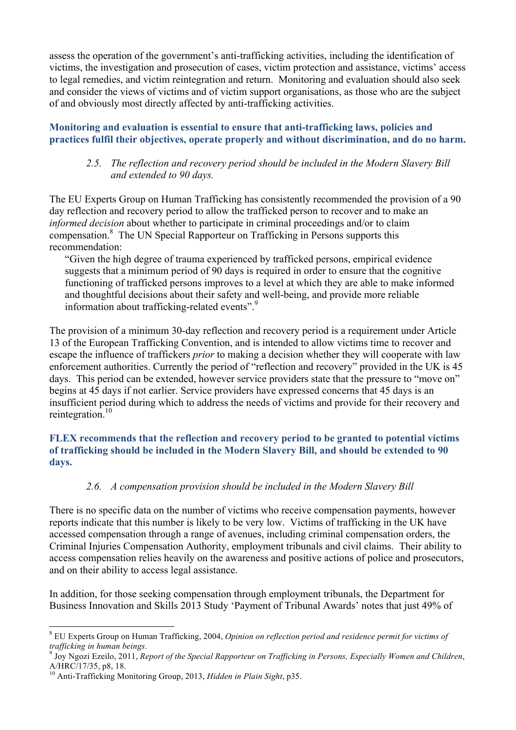assess the operation of the government's anti-trafficking activities, including the identification of victims, the investigation and prosecution of cases, victim protection and assistance, victims' access to legal remedies, and victim reintegration and return. Monitoring and evaluation should also seek and consider the views of victims and of victim support organisations, as those who are the subject of and obviously most directly affected by anti-trafficking activities.

**Monitoring and evaluation is essential to ensure that anti-trafficking laws, policies and practices fulfil their objectives, operate properly and without discrimination, and do no harm.**

### *2.5. The reflection and recovery period should be included in the Modern Slavery Bill and extended to 90 days.*

The EU Experts Group on Human Trafficking has consistently recommended the provision of a 90 day reflection and recovery period to allow the trafficked person to recover and to make an *informed decision* about whether to participate in criminal proceedings and/or to claim compensation.[8] The UN Special Rapporteur on Trafficking in Persons supports this recommendation:

> "Given the high degree of trauma experienced by trafficked persons, empirical evidence suggests that a minimum period of 90 days is required in order to ensure that the cognitive functioning of trafficked persons improves to a level at which they are able to make informed and thoughtful decisions about their safety and well-being, and provide more reliable information about trafficking-related events".[9]

The provision of a minimum 30-day reflection and recovery period is a requirement under Article 13 of the European Trafficking Convention, and is intended to allow victims time to recover and escape the influence of traffickers *prior* to making a decision whether they will cooperate with law enforcement authorities. Currently the period of "reflection and recovery" provided in the UK is 45 days. This period can be extended, however service providers state that the pressure to "move on" begins at 45 days if not earlier. Service providers have expressed concerns that 45 days is an insufficient period during which to address the needs of victims and provide for their recovery and reintegration.[10]

**FLEX recommends that the reflection and recovery period to be granted to potential victims of trafficking should be included in the Modern Slavery Bill, and should be extended to 90 days.**

### *2.6. A compensation provision should be included in the Modern Slavery Bill*

There is no specific data on the number of victims who receive compensation payments, however reports indicate that this number is likely to be very low. Victims of trafficking in the UK have accessed compensation through a range of avenues, including criminal compensation orders, the Criminal Injuries Compensation Authority, employment tribunals and civil claims. Their ability to access compensation relies heavily on the awareness and positive actions of police and prosecutors, and on their ability to access legal assistance.

In addition, for those seeking compensation through employment tribunals, the Department for Business Innovation and Skills 2013 Study 'Payment of Tribunal Awards' notes that just 49% of

---

[8] EU Experts Group on Human Trafficking, 2004, *Opinion on reflection period and residence permit for victims of trafficking in human beings*.

[9] Joy Ngozi Ezeilo, 2011, *Report of the Special Rapporteur on Trafficking in Persons, Especially Women and Children*, A/HRC/17/35, p8, 18.

[10] Anti-Trafficking Monitoring Group, 2013, *Hidden in Plain Sight*, p35.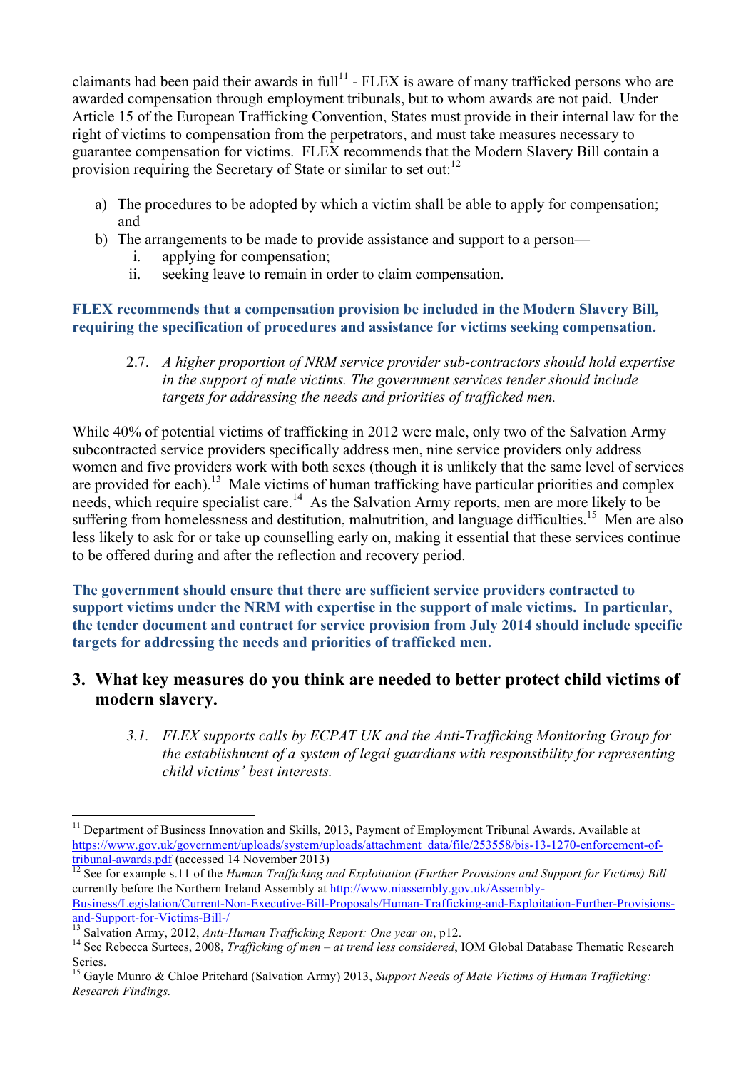claimants had been paid their awards in full[11] - FLEX is aware of many trafficked persons who are awarded compensation through employment tribunals, but to whom awards are not paid. Under Article 15 of the European Trafficking Convention, States must provide in their internal law for the right of victims to compensation from the perpetrators, and must take measures necessary to guarantee compensation for victims. FLEX recommends that the Modern Slavery Bill contain a provision requiring the Secretary of State or similar to set out:[12]

a) The procedures to be adopted by which a victim shall be able to apply for compensation; and
b) The arrangements to be made to provide assistance and support to a person—
   i. applying for compensation;
   ii. seeking leave to remain in order to claim compensation.

**FLEX recommends that a compensation provision be included in the Modern Slavery Bill, requiring the specification of procedures and assistance for victims seeking compensation.**

> 2.7. *A higher proportion of NRM service provider sub-contractors should hold expertise in the support of male victims. The government services tender should include targets for addressing the needs and priorities of trafficked men.*

While 40% of potential victims of trafficking in 2012 were male, only two of the Salvation Army subcontracted service providers specifically address men, nine service providers only address women and five providers work with both sexes (though it is unlikely that the same level of services are provided for each).[13] Male victims of human trafficking have particular priorities and complex needs, which require specialist care.[14] As the Salvation Army reports, men are more likely to be suffering from homelessness and destitution, malnutrition, and language difficulties.[15] Men are also less likely to ask for or take up counselling early on, making it essential that these services continue to be offered during and after the reflection and recovery period.

**The government should ensure that there are sufficient service providers contracted to support victims under the NRM with expertise in the support of male victims. In particular, the tender document and contract for service provision from July 2014 should include specific targets for addressing the needs and priorities of trafficked men.**

## 3. What key measures do you think are needed to better protect child victims of modern slavery.

> 3.1. *FLEX supports calls by ECPAT UK and the Anti-Trafficking Monitoring Group for the establishment of a system of legal guardians with responsibility for representing child victims' best interests.*

---

[11] Department of Business Innovation and Skills, 2013, Payment of Employment Tribunal Awards. Available at https://www.gov.uk/government/uploads/system/uploads/attachment_data/file/253558/bis-13-1270-enforcement-of-tribunal-awards.pdf (accessed 14 November 2013)

[12] See for example s.11 of the *Human Trafficking and Exploitation (Further Provisions and Support for Victims) Bill* currently before the Northern Ireland Assembly at http://www.niassembly.gov.uk/Assembly-Business/Legislation/Current-Non-Executive-Bill-Proposals/Human-Trafficking-and-Exploitation-Further-Provisions-and-Support-for-Victims-Bill-/

[13] Salvation Army, 2012, *Anti-Human Trafficking Report: One year on*, p12.

[14] See Rebecca Surtees, 2008, *Trafficking of men – at trend less considered*, IOM Global Database Thematic Research Series.

[15] Gayle Munro & Chloe Pritchard (Salvation Army) 2013, *Support Needs of Male Victims of Human Trafficking: Research Findings.*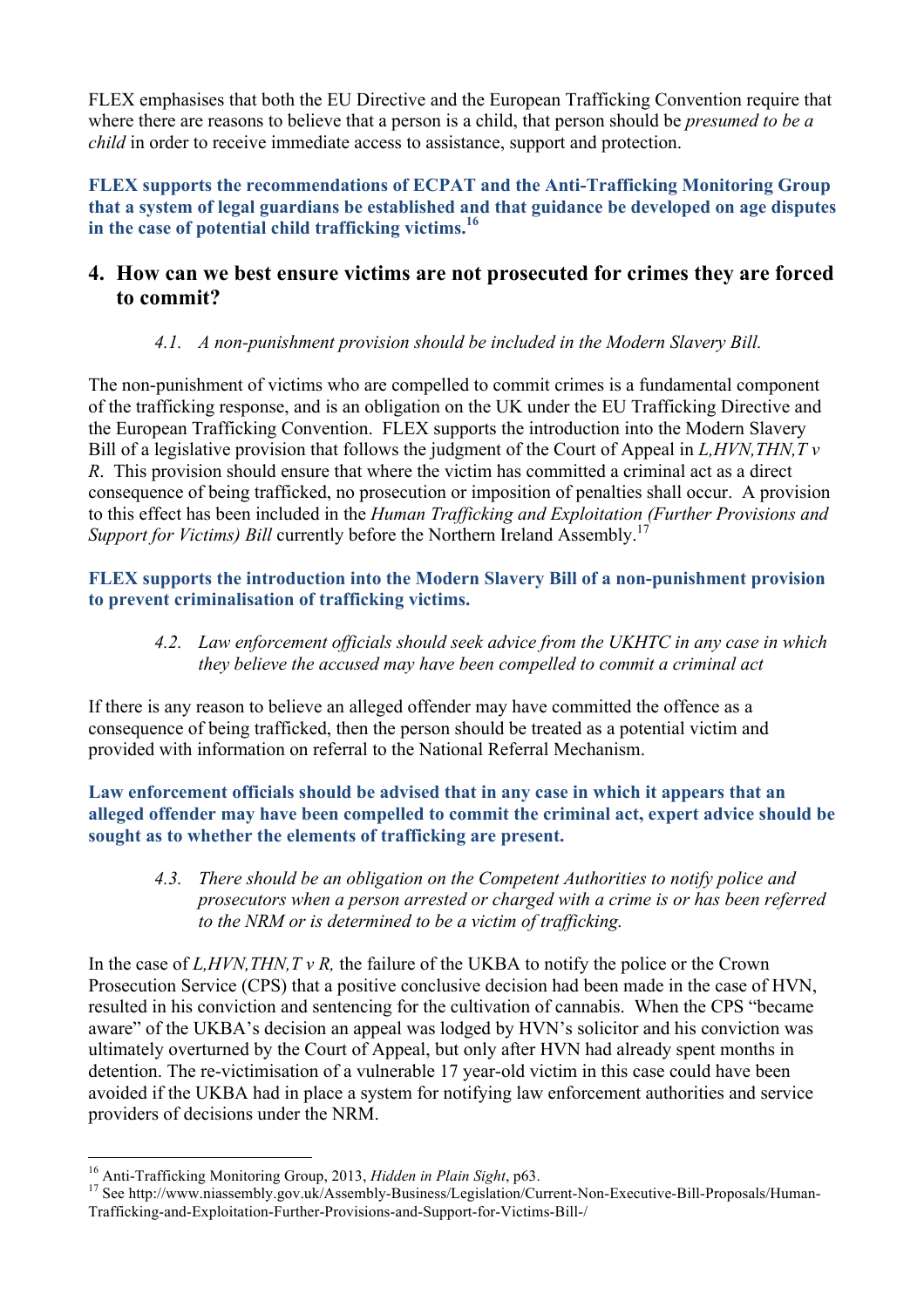FLEX emphasises that both the EU Directive and the European Trafficking Convention require that where there are reasons to believe that a person is a child, that person should be *presumed to be a child* in order to receive immediate access to assistance, support and protection.

**FLEX supports the recommendations of ECPAT and the Anti-Trafficking Monitoring Group that a system of legal guardians be established and that guidance be developed on age disputes in the case of potential child trafficking victims.**[16]

## 4. How can we best ensure victims are not prosecuted for crimes they are forced to commit?

### *4.1. A non-punishment provision should be included in the Modern Slavery Bill.*

The non-punishment of victims who are compelled to commit crimes is a fundamental component of the trafficking response, and is an obligation on the UK under the EU Trafficking Directive and the European Trafficking Convention. FLEX supports the introduction into the Modern Slavery Bill of a legislative provision that follows the judgment of the Court of Appeal in *L,HVN,THN,T v R*. This provision should ensure that where the victim has committed a criminal act as a direct consequence of being trafficked, no prosecution or imposition of penalties shall occur. A provision to this effect has been included in the *Human Trafficking and Exploitation (Further Provisions and Support for Victims) Bill* currently before the Northern Ireland Assembly.[17]

**FLEX supports the introduction into the Modern Slavery Bill of a non-punishment provision to prevent criminalisation of trafficking victims.**

### *4.2. Law enforcement officials should seek advice from the UKHTC in any case in which they believe the accused may have been compelled to commit a criminal act*

If there is any reason to believe an alleged offender may have committed the offence as a consequence of being trafficked, then the person should be treated as a potential victim and provided with information on referral to the National Referral Mechanism.

**Law enforcement officials should be advised that in any case in which it appears that an alleged offender may have been compelled to commit the criminal act, expert advice should be sought as to whether the elements of trafficking are present.**

### *4.3. There should be an obligation on the Competent Authorities to notify police and prosecutors when a person arrested or charged with a crime is or has been referred to the NRM or is determined to be a victim of trafficking.*

In the case of *L,HVN,THN,T v R,* the failure of the UKBA to notify the police or the Crown Prosecution Service (CPS) that a positive conclusive decision had been made in the case of HVN, resulted in his conviction and sentencing for the cultivation of cannabis. When the CPS "became aware" of the UKBA's decision an appeal was lodged by HVN's solicitor and his conviction was ultimately overturned by the Court of Appeal, but only after HVN had already spent months in detention. The re-victimisation of a vulnerable 17 year-old victim in this case could have been avoided if the UKBA had in place a system for notifying law enforcement authorities and service providers of decisions under the NRM.

---

[16] Anti-Trafficking Monitoring Group, 2013, *Hidden in Plain Sight*, p63.

[17] See http://www.niassembly.gov.uk/Assembly-Business/Legislation/Current-Non-Executive-Bill-Proposals/Human-Trafficking-and-Exploitation-Further-Provisions-and-Support-for-Victims-Bill-/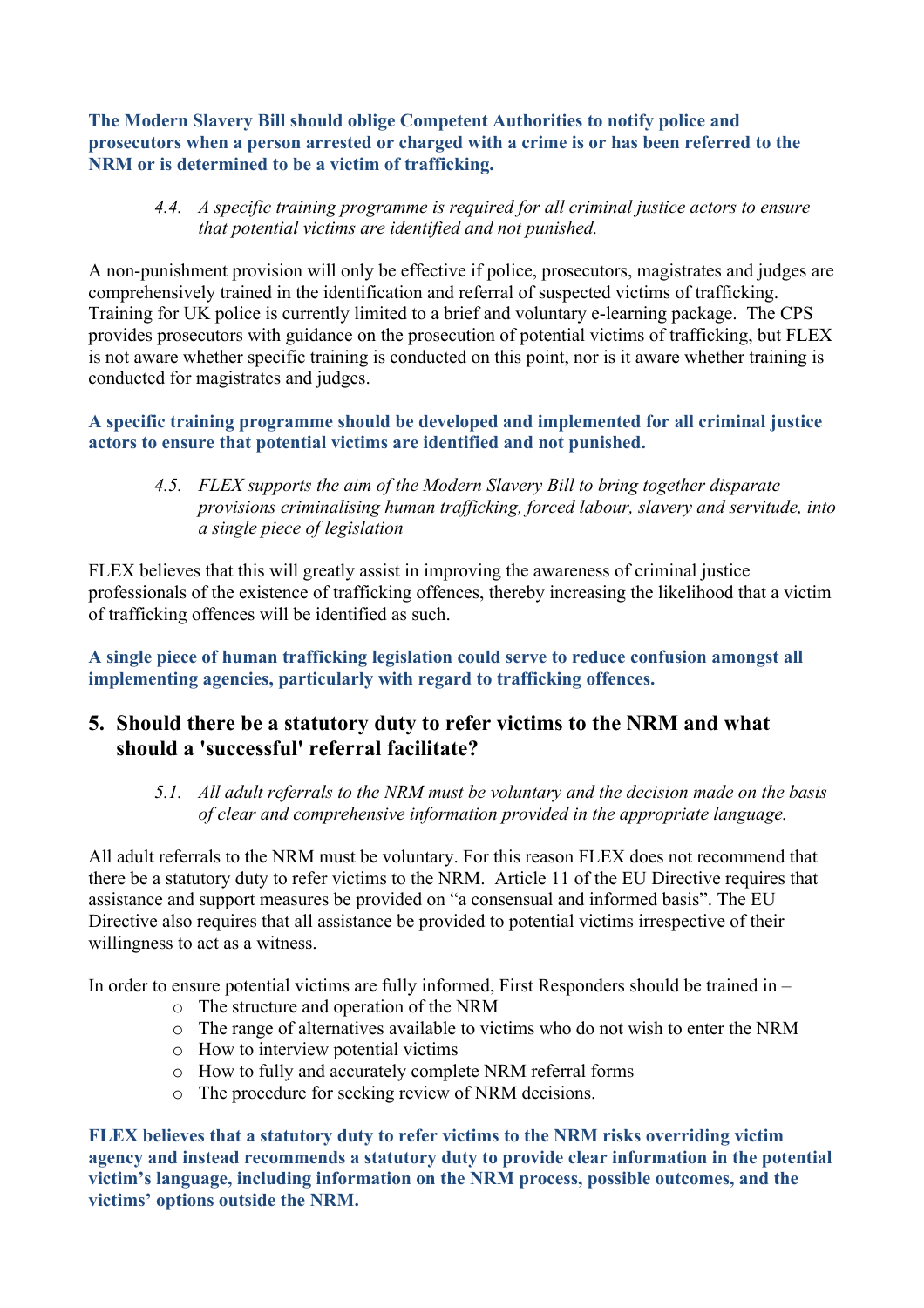**The Modern Slavery Bill should oblige Competent Authorities to notify police and prosecutors when a person arrested or charged with a crime is or has been referred to the NRM or is determined to be a victim of trafficking.**

> *4.4. A specific training programme is required for all criminal justice actors to ensure that potential victims are identified and not punished.*

A non-punishment provision will only be effective if police, prosecutors, magistrates and judges are comprehensively trained in the identification and referral of suspected victims of trafficking. Training for UK police is currently limited to a brief and voluntary e-learning package. The CPS provides prosecutors with guidance on the prosecution of potential victims of trafficking, but FLEX is not aware whether specific training is conducted on this point, nor is it aware whether training is conducted for magistrates and judges.

**A specific training programme should be developed and implemented for all criminal justice actors to ensure that potential victims are identified and not punished.**

> *4.5. FLEX supports the aim of the Modern Slavery Bill to bring together disparate provisions criminalising human trafficking, forced labour, slavery and servitude, into a single piece of legislation*

FLEX believes that this will greatly assist in improving the awareness of criminal justice professionals of the existence of trafficking offences, thereby increasing the likelihood that a victim of trafficking offences will be identified as such.

**A single piece of human trafficking legislation could serve to reduce confusion amongst all implementing agencies, particularly with regard to trafficking offences.**

## 5. Should there be a statutory duty to refer victims to the NRM and what should a 'successful' referral facilitate?

> *5.1. All adult referrals to the NRM must be voluntary and the decision made on the basis of clear and comprehensive information provided in the appropriate language.*

All adult referrals to the NRM must be voluntary. For this reason FLEX does not recommend that there be a statutory duty to refer victims to the NRM. Article 11 of the EU Directive requires that assistance and support measures be provided on "a consensual and informed basis". The EU Directive also requires that all assistance be provided to potential victims irrespective of their willingness to act as a witness.

In order to ensure potential victims are fully informed, First Responders should be trained in –

- The structure and operation of the NRM
- The range of alternatives available to victims who do not wish to enter the NRM
- How to interview potential victims
- How to fully and accurately complete NRM referral forms
- The procedure for seeking review of NRM decisions.

**FLEX believes that a statutory duty to refer victims to the NRM risks overriding victim agency and instead recommends a statutory duty to provide clear information in the potential victim's language, including information on the NRM process, possible outcomes, and the victims' options outside the NRM.**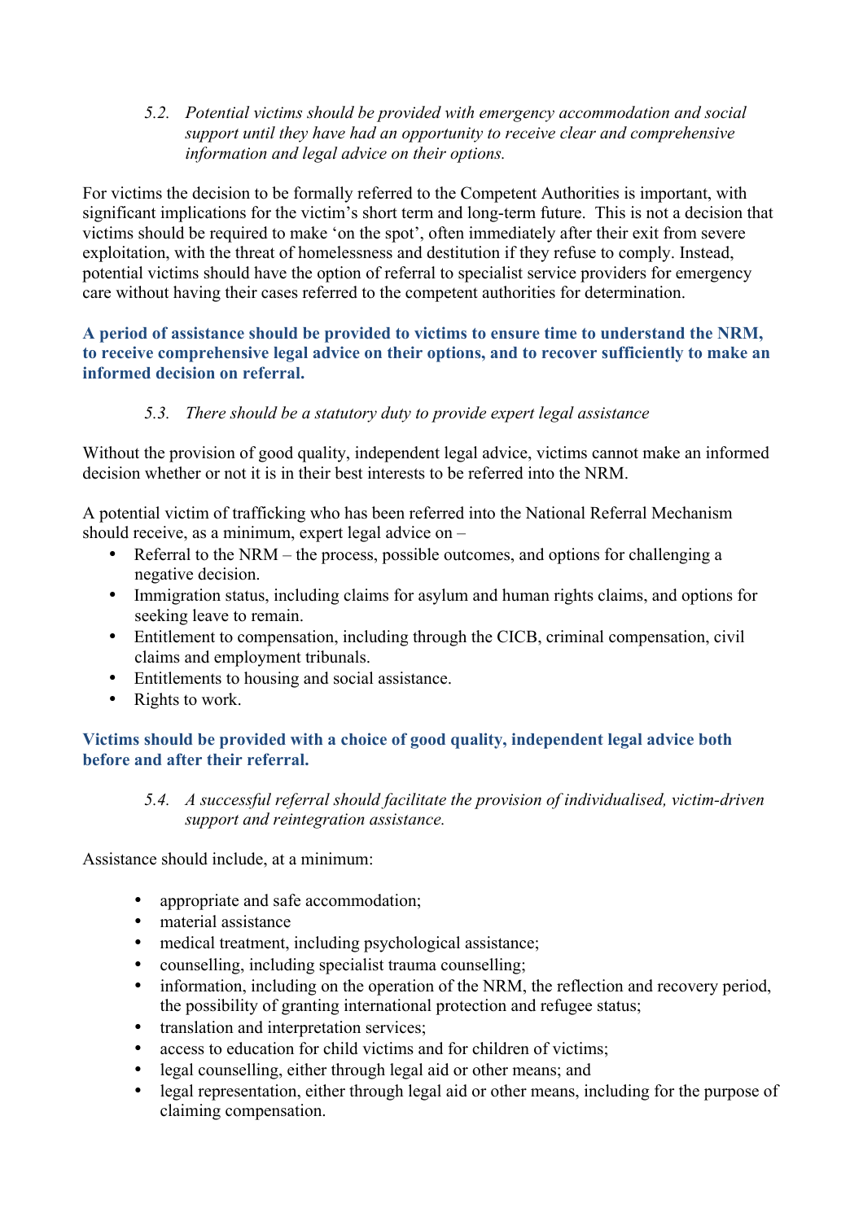*5.2. Potential victims should be provided with emergency accommodation and social support until they have had an opportunity to receive clear and comprehensive information and legal advice on their options.*

For victims the decision to be formally referred to the Competent Authorities is important, with significant implications for the victim's short term and long-term future. This is not a decision that victims should be required to make 'on the spot', often immediately after their exit from severe exploitation, with the threat of homelessness and destitution if they refuse to comply. Instead, potential victims should have the option of referral to specialist service providers for emergency care without having their cases referred to the competent authorities for determination.

**A period of assistance should be provided to victims to ensure time to understand the NRM, to receive comprehensive legal advice on their options, and to recover sufficiently to make an informed decision on referral.**

*5.3. There should be a statutory duty to provide expert legal assistance*

Without the provision of good quality, independent legal advice, victims cannot make an informed decision whether or not it is in their best interests to be referred into the NRM.

A potential victim of trafficking who has been referred into the National Referral Mechanism should receive, as a minimum, expert legal advice on –

- Referral to the NRM – the process, possible outcomes, and options for challenging a negative decision.
- Immigration status, including claims for asylum and human rights claims, and options for seeking leave to remain.
- Entitlement to compensation, including through the CICB, criminal compensation, civil claims and employment tribunals.
- Entitlements to housing and social assistance.
- Rights to work.

**Victims should be provided with a choice of good quality, independent legal advice both before and after their referral.**

*5.4. A successful referral should facilitate the provision of individualised, victim-driven support and reintegration assistance.*

Assistance should include, at a minimum:

- appropriate and safe accommodation;
- material assistance
- medical treatment, including psychological assistance;
- counselling, including specialist trauma counselling;
- information, including on the operation of the NRM, the reflection and recovery period, the possibility of granting international protection and refugee status;
- translation and interpretation services;
- access to education for child victims and for children of victims;
- legal counselling, either through legal aid or other means; and
- legal representation, either through legal aid or other means, including for the purpose of claiming compensation.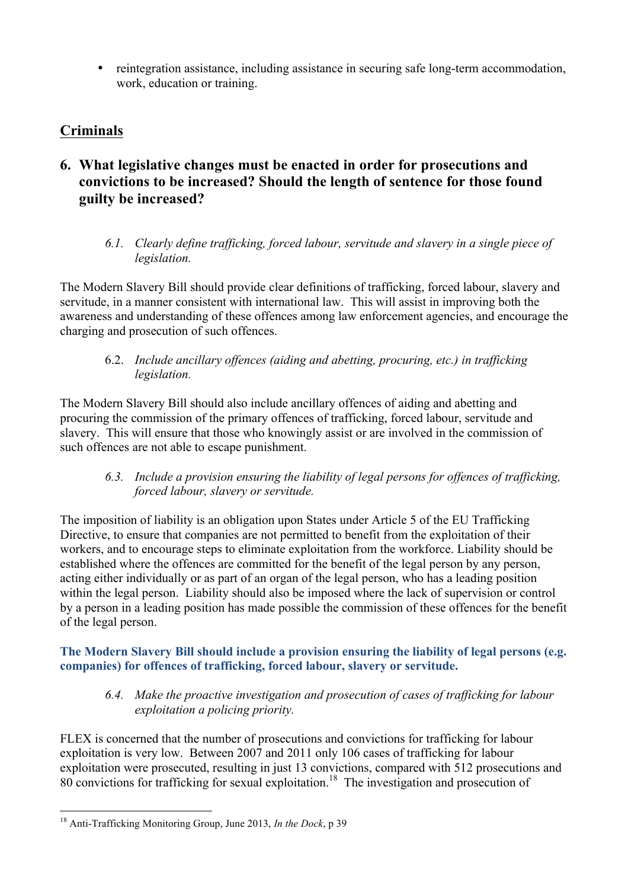- reintegration assistance, including assistance in securing safe long-term accommodation, work, education or training.

## Criminals

### 6. What legislative changes must be enacted in order for prosecutions and convictions to be increased? Should the length of sentence for those found guilty be increased?

*6.1. Clearly define trafficking, forced labour, servitude and slavery in a single piece of legislation.*

The Modern Slavery Bill should provide clear definitions of trafficking, forced labour, slavery and servitude, in a manner consistent with international law. This will assist in improving both the awareness and understanding of these offences among law enforcement agencies, and encourage the charging and prosecution of such offences.

6.2. *Include ancillary offences (aiding and abetting, procuring, etc.) in trafficking legislation.*

The Modern Slavery Bill should also include ancillary offences of aiding and abetting and procuring the commission of the primary offences of trafficking, forced labour, servitude and slavery. This will ensure that those who knowingly assist or are involved in the commission of such offences are not able to escape punishment.

*6.3. Include a provision ensuring the liability of legal persons for offences of trafficking, forced labour, slavery or servitude.*

The imposition of liability is an obligation upon States under Article 5 of the EU Trafficking Directive, to ensure that companies are not permitted to benefit from the exploitation of their workers, and to encourage steps to eliminate exploitation from the workforce. Liability should be established where the offences are committed for the benefit of the legal person by any person, acting either individually or as part of an organ of the legal person, who has a leading position within the legal person. Liability should also be imposed where the lack of supervision or control by a person in a leading position has made possible the commission of these offences for the benefit of the legal person.

**The Modern Slavery Bill should include a provision ensuring the liability of legal persons (e.g. companies) for offences of trafficking, forced labour, slavery or servitude.**

*6.4. Make the proactive investigation and prosecution of cases of trafficking for labour exploitation a policing priority.*

FLEX is concerned that the number of prosecutions and convictions for trafficking for labour exploitation is very low. Between 2007 and 2011 only 106 cases of trafficking for labour exploitation were prosecuted, resulting in just 13 convictions, compared with 512 prosecutions and 80 convictions for trafficking for sexual exploitation.[18] The investigation and prosecution of

[18] Anti-Trafficking Monitoring Group, June 2013, *In the Dock*, p 39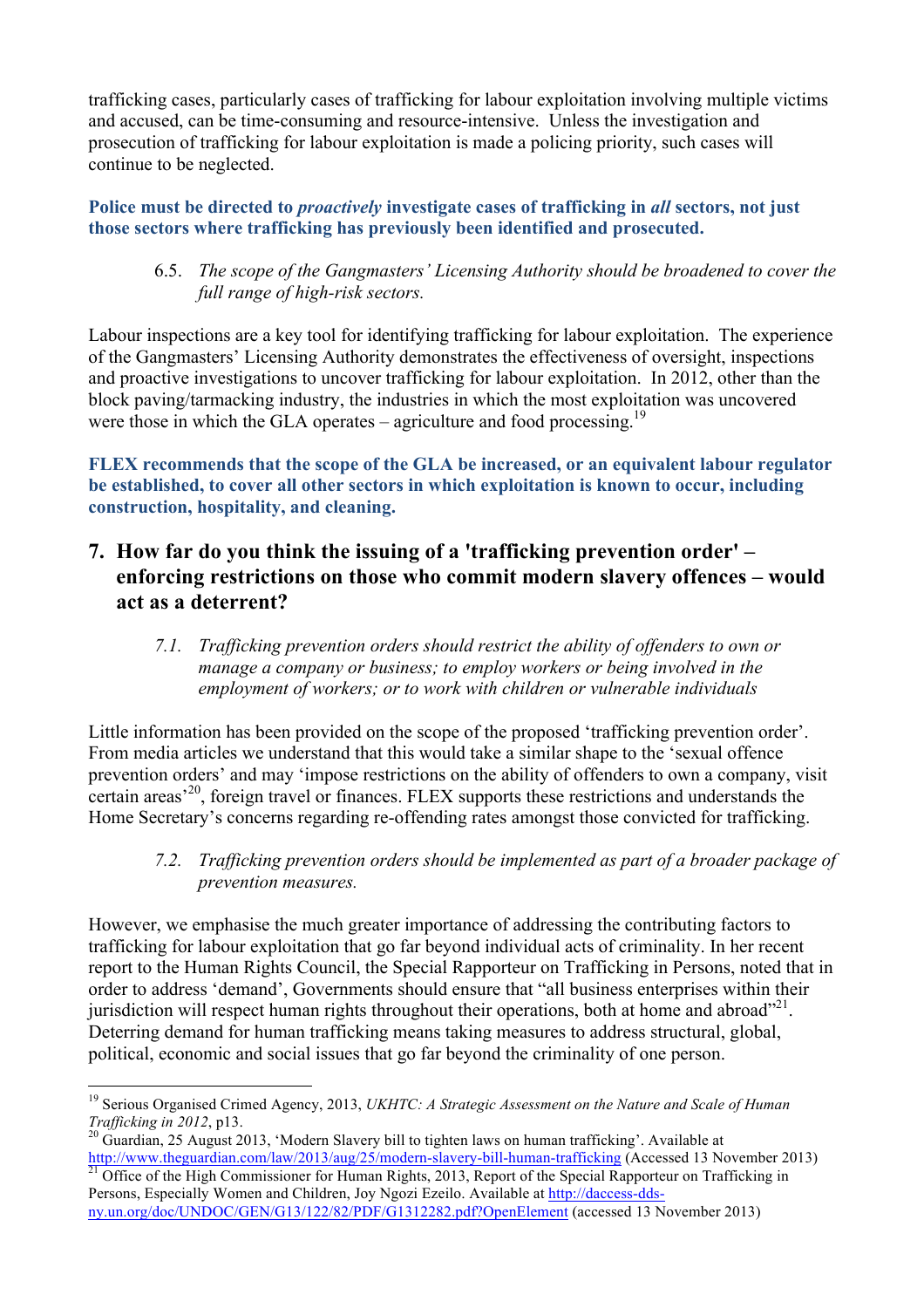trafficking cases, particularly cases of trafficking for labour exploitation involving multiple victims and accused, can be time-consuming and resource-intensive. Unless the investigation and prosecution of trafficking for labour exploitation is made a policing priority, such cases will continue to be neglected.

**Police must be directed to *proactively* investigate cases of trafficking in *all* sectors, not just those sectors where trafficking has previously been identified and prosecuted.**

> 6.5. *The scope of the Gangmasters' Licensing Authority should be broadened to cover the full range of high-risk sectors.*

Labour inspections are a key tool for identifying trafficking for labour exploitation. The experience of the Gangmasters' Licensing Authority demonstrates the effectiveness of oversight, inspections and proactive investigations to uncover trafficking for labour exploitation. In 2012, other than the block paving/tarmacking industry, the industries in which the most exploitation was uncovered were those in which the GLA operates – agriculture and food processing.[19]

**FLEX recommends that the scope of the GLA be increased, or an equivalent labour regulator be established, to cover all other sectors in which exploitation is known to occur, including construction, hospitality, and cleaning.**

## 7. How far do you think the issuing of a 'trafficking prevention order' – enforcing restrictions on those who commit modern slavery offences – would act as a deterrent?

> 7.1. *Trafficking prevention orders should restrict the ability of offenders to own or manage a company or business; to employ workers or being involved in the employment of workers; or to work with children or vulnerable individuals*

Little information has been provided on the scope of the proposed 'trafficking prevention order'. From media articles we understand that this would take a similar shape to the 'sexual offence prevention orders' and may 'impose restrictions on the ability of offenders to own a company, visit certain areas'[20], foreign travel or finances. FLEX supports these restrictions and understands the Home Secretary's concerns regarding re-offending rates amongst those convicted for trafficking.

> 7.2. *Trafficking prevention orders should be implemented as part of a broader package of prevention measures.*

However, we emphasise the much greater importance of addressing the contributing factors to trafficking for labour exploitation that go far beyond individual acts of criminality. In her recent report to the Human Rights Council, the Special Rapporteur on Trafficking in Persons, noted that in order to address 'demand', Governments should ensure that "all business enterprises within their jurisdiction will respect human rights throughout their operations, both at home and abroad"[21]. Deterring demand for human trafficking means taking measures to address structural, global, political, economic and social issues that go far beyond the criminality of one person.

---

[19] Serious Organised Crimed Agency, 2013, *UKHTC: A Strategic Assessment on the Nature and Scale of Human Trafficking in 2012*, p13.

[20] Guardian, 25 August 2013, 'Modern Slavery bill to tighten laws on human trafficking'. Available at http://www.theguardian.com/law/2013/aug/25/modern-slavery-bill-human-trafficking (Accessed 13 November 2013)

[21] Office of the High Commissioner for Human Rights, 2013, Report of the Special Rapporteur on Trafficking in Persons, Especially Women and Children, Joy Ngozi Ezeilo. Available at http://daccess-dds-ny.un.org/doc/UNDOC/GEN/G13/122/82/PDF/G1312282.pdf?OpenElement (accessed 13 November 2013)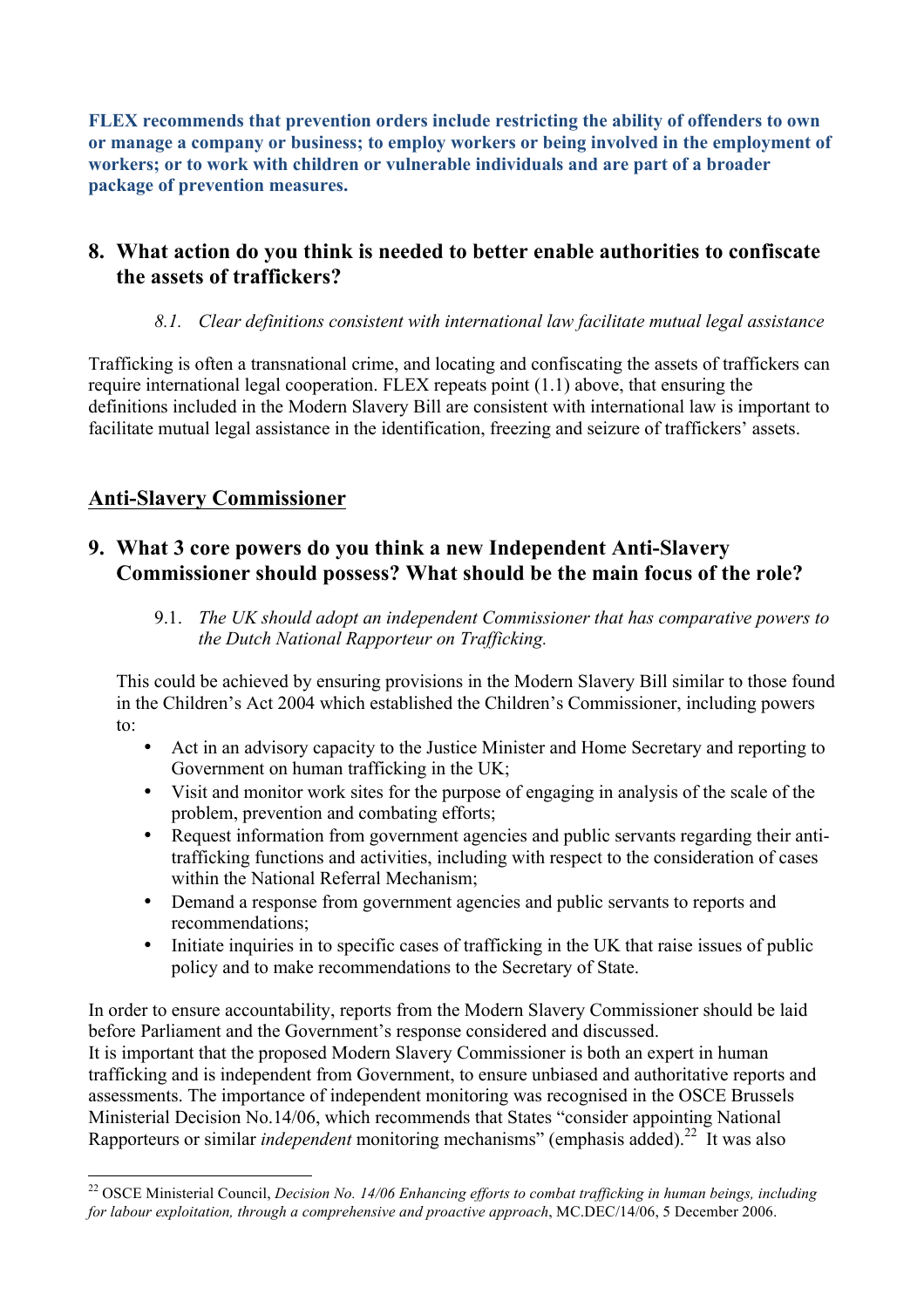**FLEX recommends that prevention orders include restricting the ability of offenders to own or manage a company or business; to employ workers or being involved in the employment of workers; or to work with children or vulnerable individuals and are part of a broader package of prevention measures.**

## 8. What action do you think is needed to better enable authorities to confiscate the assets of traffickers?

*8.1. Clear definitions consistent with international law facilitate mutual legal assistance*

Trafficking is often a transnational crime, and locating and confiscating the assets of traffickers can require international legal cooperation. FLEX repeats point (1.1) above, that ensuring the definitions included in the Modern Slavery Bill are consistent with international law is important to facilitate mutual legal assistance in the identification, freezing and seizure of traffickers' assets.

## Anti-Slavery Commissioner

## 9. What 3 core powers do you think a new Independent Anti-Slavery Commissioner should possess? What should be the main focus of the role?

9.1. *The UK should adopt an independent Commissioner that has comparative powers to the Dutch National Rapporteur on Trafficking.*

This could be achieved by ensuring provisions in the Modern Slavery Bill similar to those found in the Children's Act 2004 which established the Children's Commissioner, including powers to:

- Act in an advisory capacity to the Justice Minister and Home Secretary and reporting to Government on human trafficking in the UK;
- Visit and monitor work sites for the purpose of engaging in analysis of the scale of the problem, prevention and combating efforts;
- Request information from government agencies and public servants regarding their anti-trafficking functions and activities, including with respect to the consideration of cases within the National Referral Mechanism;
- Demand a response from government agencies and public servants to reports and recommendations;
- Initiate inquiries in to specific cases of trafficking in the UK that raise issues of public policy and to make recommendations to the Secretary of State.

In order to ensure accountability, reports from the Modern Slavery Commissioner should be laid before Parliament and the Government's response considered and discussed.
It is important that the proposed Modern Slavery Commissioner is both an expert in human trafficking and is independent from Government, to ensure unbiased and authoritative reports and assessments. The importance of independent monitoring was recognised in the OSCE Brussels Ministerial Decision No.14/06, which recommends that States "consider appointing National Rapporteurs or similar *independent* monitoring mechanisms" (emphasis added).[22] It was also

[22] OSCE Ministerial Council, *Decision No. 14/06 Enhancing efforts to combat trafficking in human beings, including for labour exploitation, through a comprehensive and proactive approach*, MC.DEC/14/06, 5 December 2006.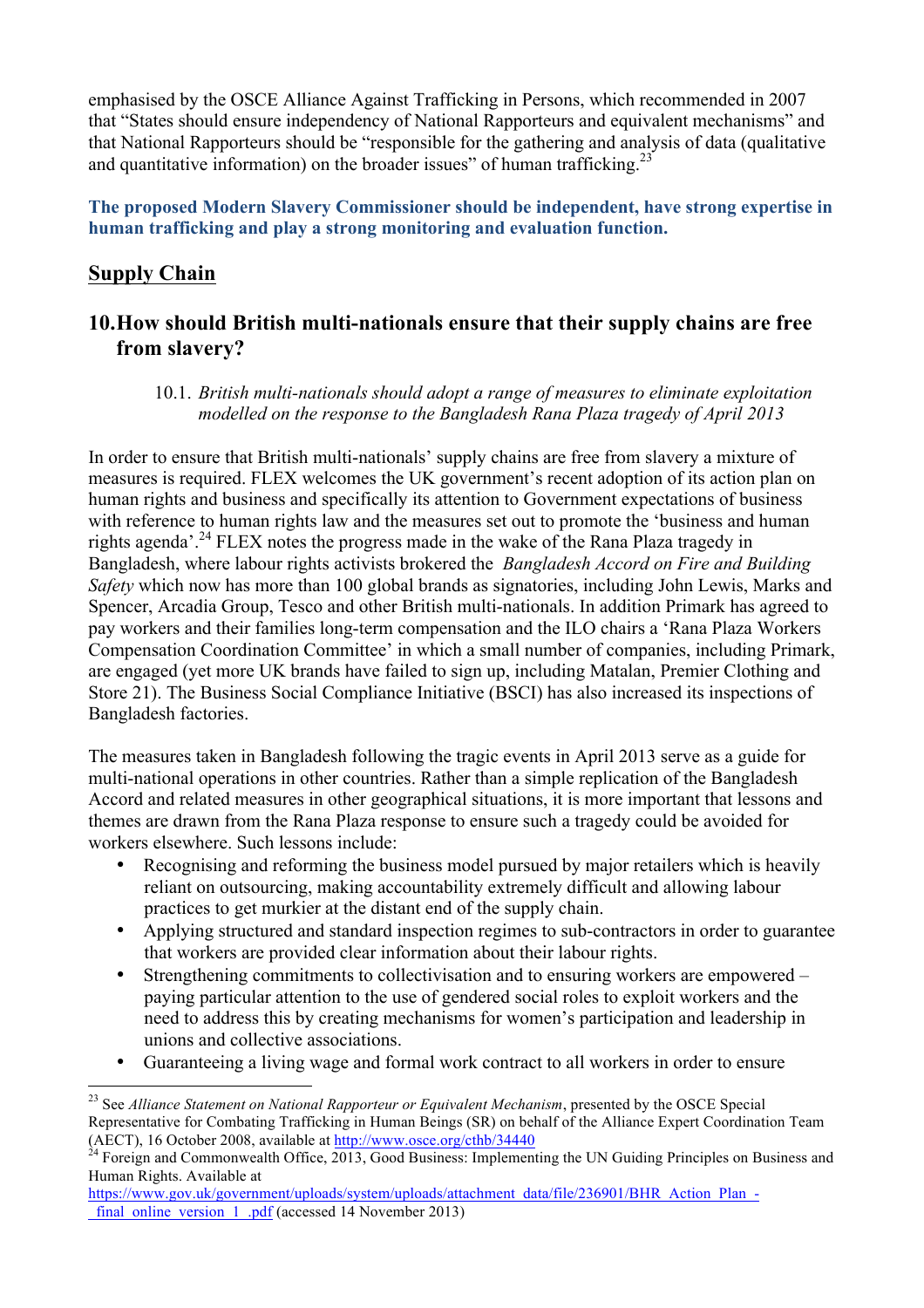emphasised by the OSCE Alliance Against Trafficking in Persons, which recommended in 2007 that "States should ensure independency of National Rapporteurs and equivalent mechanisms" and that National Rapporteurs should be "responsible for the gathering and analysis of data (qualitative and quantitative information) on the broader issues" of human trafficking.[23]

**The proposed Modern Slavery Commissioner should be independent, have strong expertise in human trafficking and play a strong monitoring and evaluation function.**

## Supply Chain

### 10. How should British multi-nationals ensure that their supply chains are free from slavery?

10.1. *British multi-nationals should adopt a range of measures to eliminate exploitation modelled on the response to the Bangladesh Rana Plaza tragedy of April 2013*

In order to ensure that British multi-nationals' supply chains are free from slavery a mixture of measures is required. FLEX welcomes the UK government's recent adoption of its action plan on human rights and business and specifically its attention to Government expectations of business with reference to human rights law and the measures set out to promote the 'business and human rights agenda'.[24] FLEX notes the progress made in the wake of the Rana Plaza tragedy in Bangladesh, where labour rights activists brokered the *Bangladesh Accord on Fire and Building Safety* which now has more than 100 global brands as signatories, including John Lewis, Marks and Spencer, Arcadia Group, Tesco and other British multi-nationals. In addition Primark has agreed to pay workers and their families long-term compensation and the ILO chairs a 'Rana Plaza Workers Compensation Coordination Committee' in which a small number of companies, including Primark, are engaged (yet more UK brands have failed to sign up, including Matalan, Premier Clothing and Store 21). The Business Social Compliance Initiative (BSCI) has also increased its inspections of Bangladesh factories.

The measures taken in Bangladesh following the tragic events in April 2013 serve as a guide for multi-national operations in other countries. Rather than a simple replication of the Bangladesh Accord and related measures in other geographical situations, it is more important that lessons and themes are drawn from the Rana Plaza response to ensure such a tragedy could be avoided for workers elsewhere. Such lessons include:

- Recognising and reforming the business model pursued by major retailers which is heavily reliant on outsourcing, making accountability extremely difficult and allowing labour practices to get murkier at the distant end of the supply chain.
- Applying structured and standard inspection regimes to sub-contractors in order to guarantee that workers are provided clear information about their labour rights.
- Strengthening commitments to collectivisation and to ensuring workers are empowered – paying particular attention to the use of gendered social roles to exploit workers and the need to address this by creating mechanisms for women's participation and leadership in unions and collective associations.
- Guaranteeing a living wage and formal work contract to all workers in order to ensure

---

[23] See *Alliance Statement on National Rapporteur or Equivalent Mechanism*, presented by the OSCE Special Representative for Combating Trafficking in Human Beings (SR) on behalf of the Alliance Expert Coordination Team (AECT), 16 October 2008, available at http://www.osce.org/cthb/34440

[24] Foreign and Commonwealth Office, 2013, Good Business: Implementing the UN Guiding Principles on Business and Human Rights. Available at https://www.gov.uk/government/uploads/system/uploads/attachment_data/file/236901/BHR_Action_Plan_-_final_online_version_1_.pdf (accessed 14 November 2013)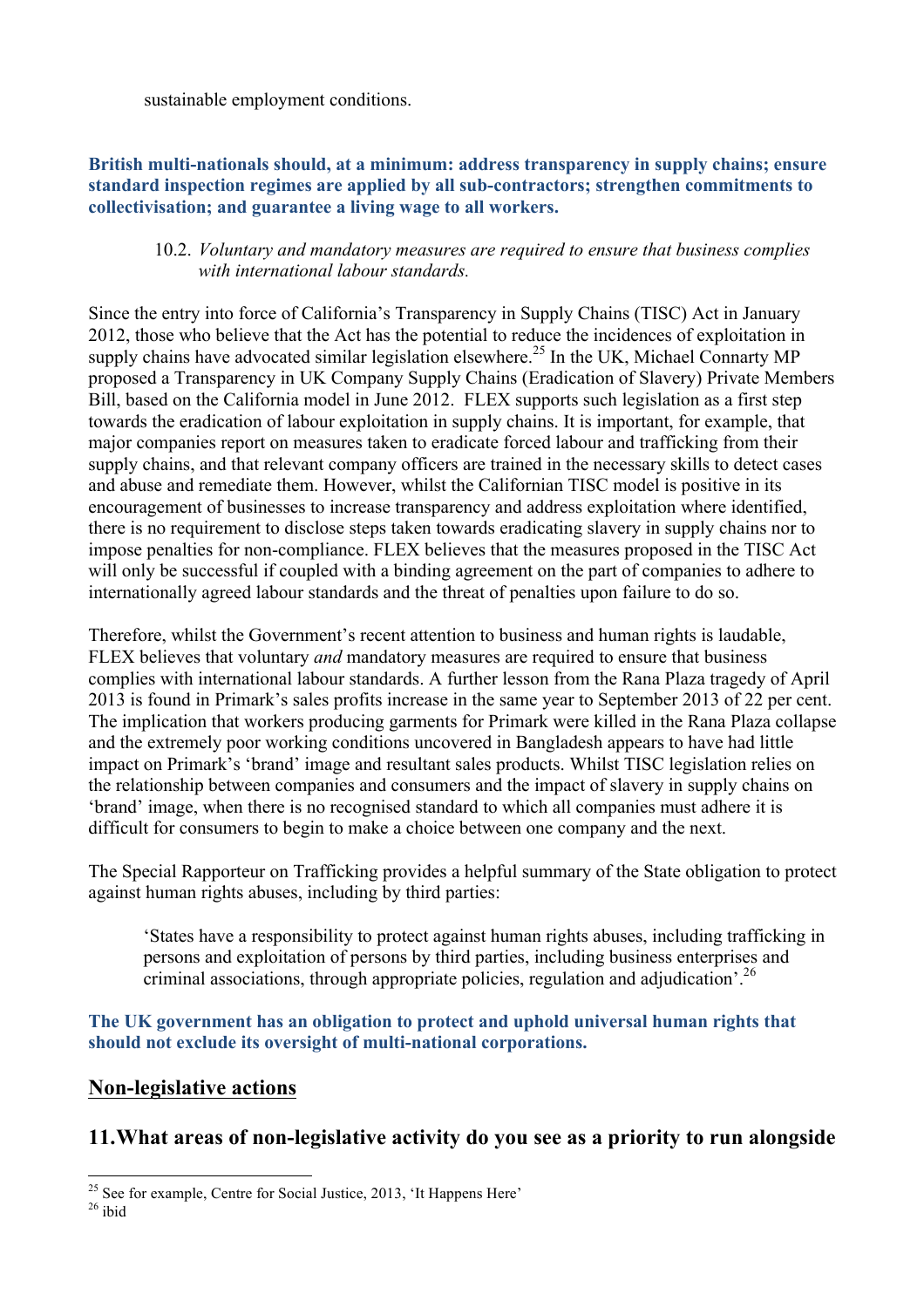sustainable employment conditions.

**British multi-nationals should, at a minimum: address transparency in supply chains; ensure standard inspection regimes are applied by all sub-contractors; strengthen commitments to collectivisation; and guarantee a living wage to all workers.**

10.2. *Voluntary and mandatory measures are required to ensure that business complies with international labour standards.*

Since the entry into force of California's Transparency in Supply Chains (TISC) Act in January 2012, those who believe that the Act has the potential to reduce the incidences of exploitation in supply chains have advocated similar legislation elsewhere.[25] In the UK, Michael Connarty MP proposed a Transparency in UK Company Supply Chains (Eradication of Slavery) Private Members Bill, based on the California model in June 2012. FLEX supports such legislation as a first step towards the eradication of labour exploitation in supply chains. It is important, for example, that major companies report on measures taken to eradicate forced labour and trafficking from their supply chains, and that relevant company officers are trained in the necessary skills to detect cases and abuse and remediate them. However, whilst the Californian TISC model is positive in its encouragement of businesses to increase transparency and address exploitation where identified, there is no requirement to disclose steps taken towards eradicating slavery in supply chains nor to impose penalties for non-compliance. FLEX believes that the measures proposed in the TISC Act will only be successful if coupled with a binding agreement on the part of companies to adhere to internationally agreed labour standards and the threat of penalties upon failure to do so.

Therefore, whilst the Government's recent attention to business and human rights is laudable, FLEX believes that voluntary *and* mandatory measures are required to ensure that business complies with international labour standards. A further lesson from the Rana Plaza tragedy of April 2013 is found in Primark's sales profits increase in the same year to September 2013 of 22 per cent. The implication that workers producing garments for Primark were killed in the Rana Plaza collapse and the extremely poor working conditions uncovered in Bangladesh appears to have had little impact on Primark's 'brand' image and resultant sales products. Whilst TISC legislation relies on the relationship between companies and consumers and the impact of slavery in supply chains on 'brand' image, when there is no recognised standard to which all companies must adhere it is difficult for consumers to begin to make a choice between one company and the next.

The Special Rapporteur on Trafficking provides a helpful summary of the State obligation to protect against human rights abuses, including by third parties:

> 'States have a responsibility to protect against human rights abuses, including trafficking in persons and exploitation of persons by third parties, including business enterprises and criminal associations, through appropriate policies, regulation and adjudication'.[26]

**The UK government has an obligation to protect and uphold universal human rights that should not exclude its oversight of multi-national corporations.**

## Non-legislative actions

## 11. What areas of non-legislative activity do you see as a priority to run alongside

[25] See for example, Centre for Social Justice, 2013, 'It Happens Here'

[26] ibid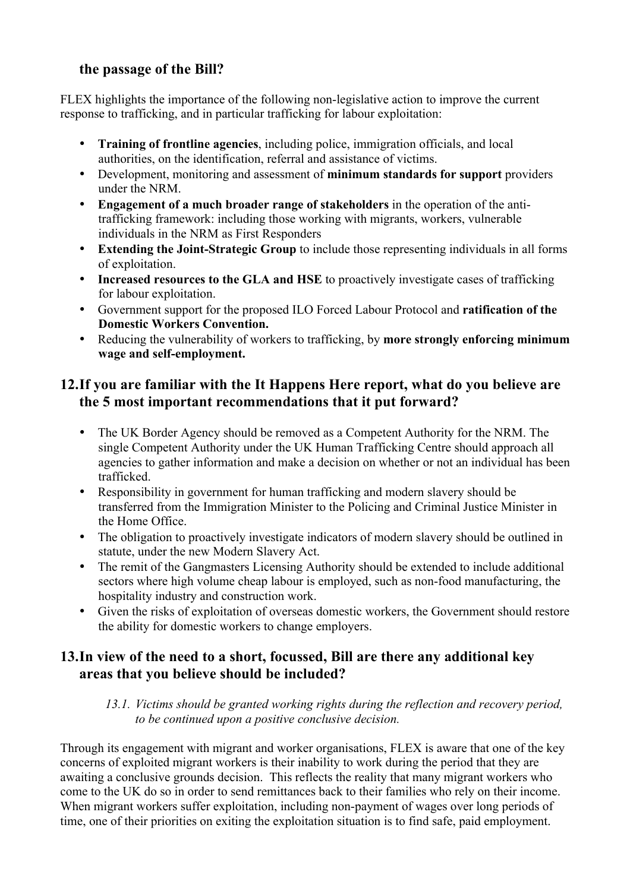**the passage of the Bill?**

FLEX highlights the importance of the following non-legislative action to improve the current response to trafficking, and in particular trafficking for labour exploitation:

- **Training of frontline agencies**, including police, immigration officials, and local authorities, on the identification, referral and assistance of victims.
- Development, monitoring and assessment of **minimum standards for support** providers under the NRM.
- **Engagement of a much broader range of stakeholders** in the operation of the anti-trafficking framework: including those working with migrants, workers, vulnerable individuals in the NRM as First Responders
- **Extending the Joint-Strategic Group** to include those representing individuals in all forms of exploitation.
- **Increased resources to the GLA and HSE** to proactively investigate cases of trafficking for labour exploitation.
- Government support for the proposed ILO Forced Labour Protocol and **ratification of the Domestic Workers Convention.**
- Reducing the vulnerability of workers to trafficking, by **more strongly enforcing minimum wage and self-employment.**

## 12. If you are familiar with the It Happens Here report, what do you believe are the 5 most important recommendations that it put forward?

- The UK Border Agency should be removed as a Competent Authority for the NRM. The single Competent Authority under the UK Human Trafficking Centre should approach all agencies to gather information and make a decision on whether or not an individual has been trafficked.
- Responsibility in government for human trafficking and modern slavery should be transferred from the Immigration Minister to the Policing and Criminal Justice Minister in the Home Office.
- The obligation to proactively investigate indicators of modern slavery should be outlined in statute, under the new Modern Slavery Act.
- The remit of the Gangmasters Licensing Authority should be extended to include additional sectors where high volume cheap labour is employed, such as non-food manufacturing, the hospitality industry and construction work.
- Given the risks of exploitation of overseas domestic workers, the Government should restore the ability for domestic workers to change employers.

## 13. In view of the need to a short, focussed, Bill are there any additional key areas that you believe should be included?

*13.1. Victims should be granted working rights during the reflection and recovery period, to be continued upon a positive conclusive decision.*

Through its engagement with migrant and worker organisations, FLEX is aware that one of the key concerns of exploited migrant workers is their inability to work during the period that they are awaiting a conclusive grounds decision. This reflects the reality that many migrant workers who come to the UK do so in order to send remittances back to their families who rely on their income. When migrant workers suffer exploitation, including non-payment of wages over long periods of time, one of their priorities on exiting the exploitation situation is to find safe, paid employment.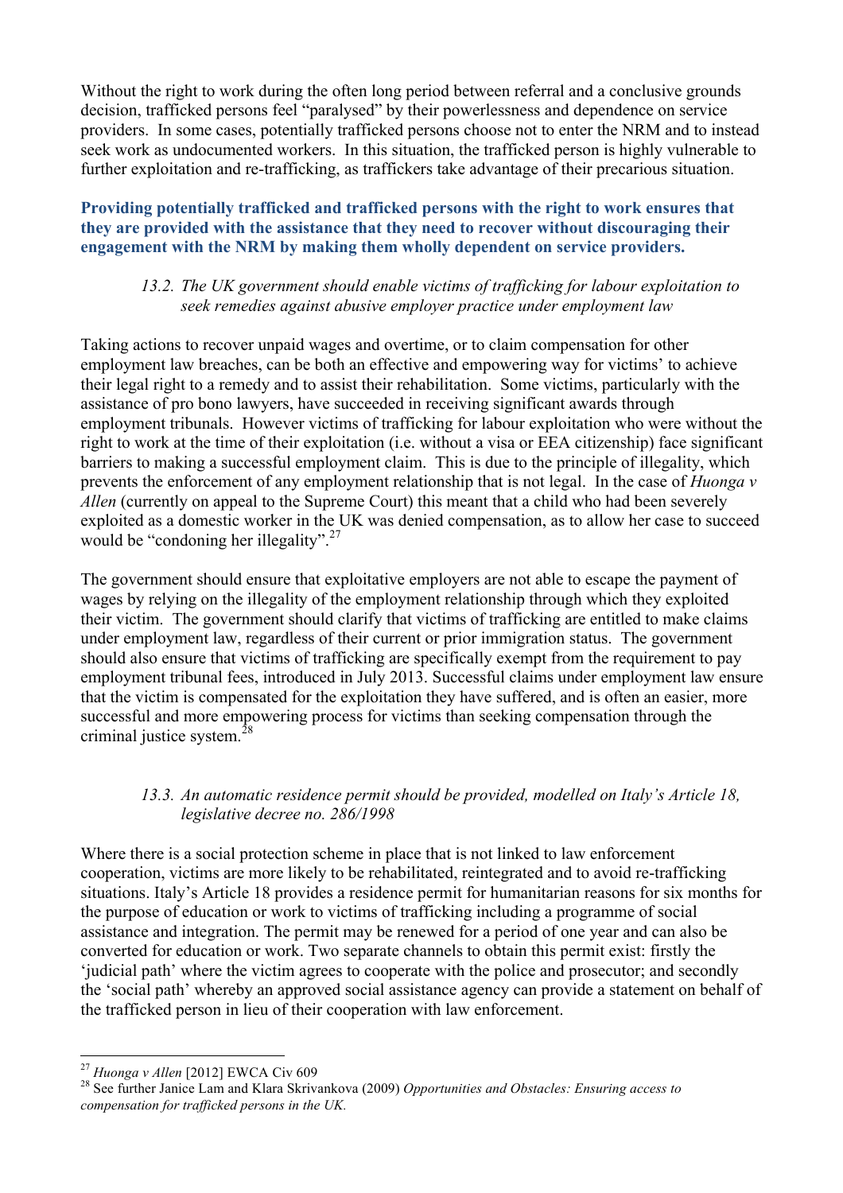Without the right to work during the often long period between referral and a conclusive grounds decision, trafficked persons feel "paralysed" by their powerlessness and dependence on service providers. In some cases, potentially trafficked persons choose not to enter the NRM and to instead seek work as undocumented workers. In this situation, the trafficked person is highly vulnerable to further exploitation and re-trafficking, as traffickers take advantage of their precarious situation.

**Providing potentially trafficked and trafficked persons with the right to work ensures that they are provided with the assistance that they need to recover without discouraging their engagement with the NRM by making them wholly dependent on service providers.**

*13.2. The UK government should enable victims of trafficking for labour exploitation to seek remedies against abusive employer practice under employment law*

Taking actions to recover unpaid wages and overtime, or to claim compensation for other employment law breaches, can be both an effective and empowering way for victims' to achieve their legal right to a remedy and to assist their rehabilitation. Some victims, particularly with the assistance of pro bono lawyers, have succeeded in receiving significant awards through employment tribunals. However victims of trafficking for labour exploitation who were without the right to work at the time of their exploitation (i.e. without a visa or EEA citizenship) face significant barriers to making a successful employment claim. This is due to the principle of illegality, which prevents the enforcement of any employment relationship that is not legal. In the case of *Huonga v Allen* (currently on appeal to the Supreme Court) this meant that a child who had been severely exploited as a domestic worker in the UK was denied compensation, as to allow her case to succeed would be "condoning her illegality".[27]

The government should ensure that exploitative employers are not able to escape the payment of wages by relying on the illegality of the employment relationship through which they exploited their victim. The government should clarify that victims of trafficking are entitled to make claims under employment law, regardless of their current or prior immigration status. The government should also ensure that victims of trafficking are specifically exempt from the requirement to pay employment tribunal fees, introduced in July 2013. Successful claims under employment law ensure that the victim is compensated for the exploitation they have suffered, and is often an easier, more successful and more empowering process for victims than seeking compensation through the criminal justice system.[28]

*13.3. An automatic residence permit should be provided, modelled on Italy's Article 18, legislative decree no. 286/1998*

Where there is a social protection scheme in place that is not linked to law enforcement cooperation, victims are more likely to be rehabilitated, reintegrated and to avoid re-trafficking situations. Italy's Article 18 provides a residence permit for humanitarian reasons for six months for the purpose of education or work to victims of trafficking including a programme of social assistance and integration. The permit may be renewed for a period of one year and can also be converted for education or work. Two separate channels to obtain this permit exist: firstly the 'judicial path' where the victim agrees to cooperate with the police and prosecutor; and secondly the 'social path' whereby an approved social assistance agency can provide a statement on behalf of the trafficked person in lieu of their cooperation with law enforcement.

---

[27] *Huonga v Allen* [2012] EWCA Civ 609

[28] See further Janice Lam and Klara Skrivankova (2009) *Opportunities and Obstacles: Ensuring access to compensation for trafficked persons in the UK.*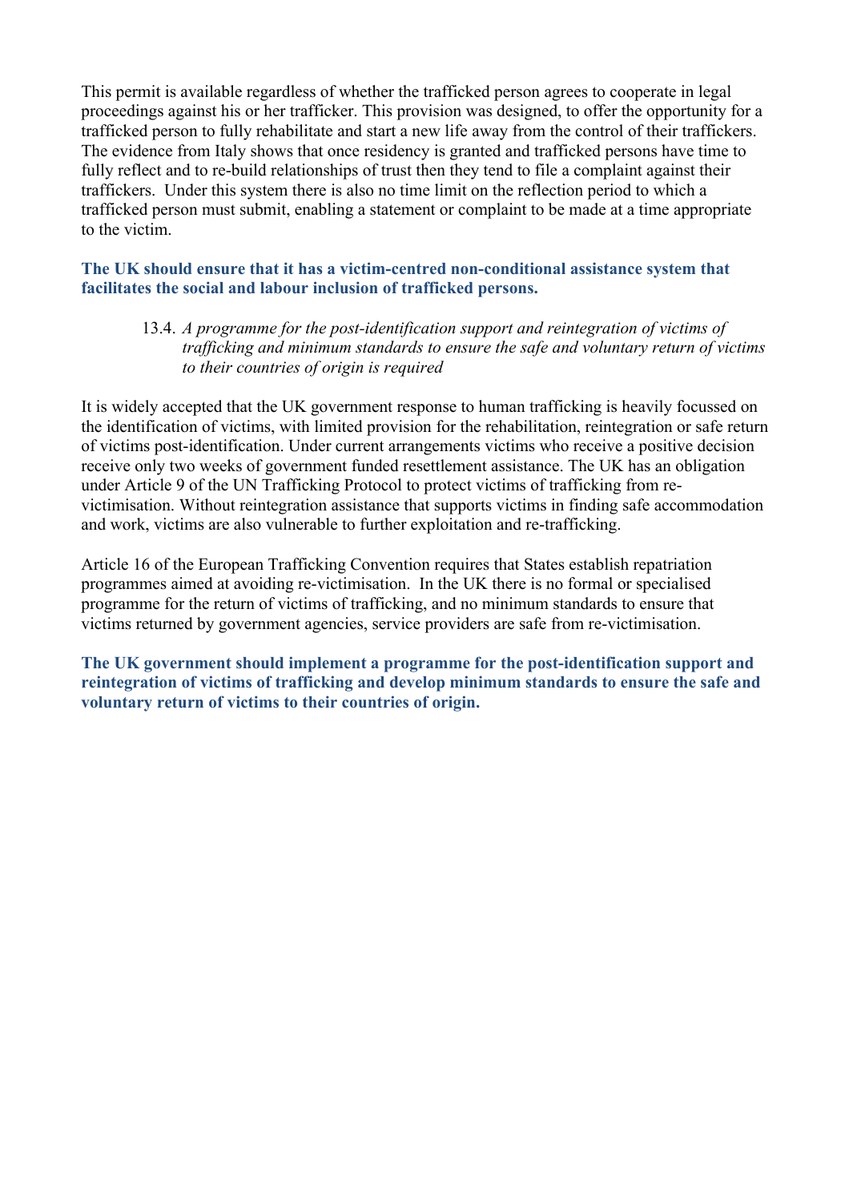This permit is available regardless of whether the trafficked person agrees to cooperate in legal proceedings against his or her trafficker. This provision was designed, to offer the opportunity for a trafficked person to fully rehabilitate and start a new life away from the control of their traffickers. The evidence from Italy shows that once residency is granted and trafficked persons have time to fully reflect and to re-build relationships of trust then they tend to file a complaint against their traffickers. Under this system there is also no time limit on the reflection period to which a trafficked person must submit, enabling a statement or complaint to be made at a time appropriate to the victim.

**The UK should ensure that it has a victim-centred non-conditional assistance system that facilitates the social and labour inclusion of trafficked persons.**

> 13.4. *A programme for the post-identification support and reintegration of victims of trafficking and minimum standards to ensure the safe and voluntary return of victims to their countries of origin is required*

It is widely accepted that the UK government response to human trafficking is heavily focussed on the identification of victims, with limited provision for the rehabilitation, reintegration or safe return of victims post-identification. Under current arrangements victims who receive a positive decision receive only two weeks of government funded resettlement assistance. The UK has an obligation under Article 9 of the UN Trafficking Protocol to protect victims of trafficking from re-victimisation. Without reintegration assistance that supports victims in finding safe accommodation and work, victims are also vulnerable to further exploitation and re-trafficking.

Article 16 of the European Trafficking Convention requires that States establish repatriation programmes aimed at avoiding re-victimisation. In the UK there is no formal or specialised programme for the return of victims of trafficking, and no minimum standards to ensure that victims returned by government agencies, service providers are safe from re-victimisation.

**The UK government should implement a programme for the post-identification support and reintegration of victims of trafficking and develop minimum standards to ensure the safe and voluntary return of victims to their countries of origin.**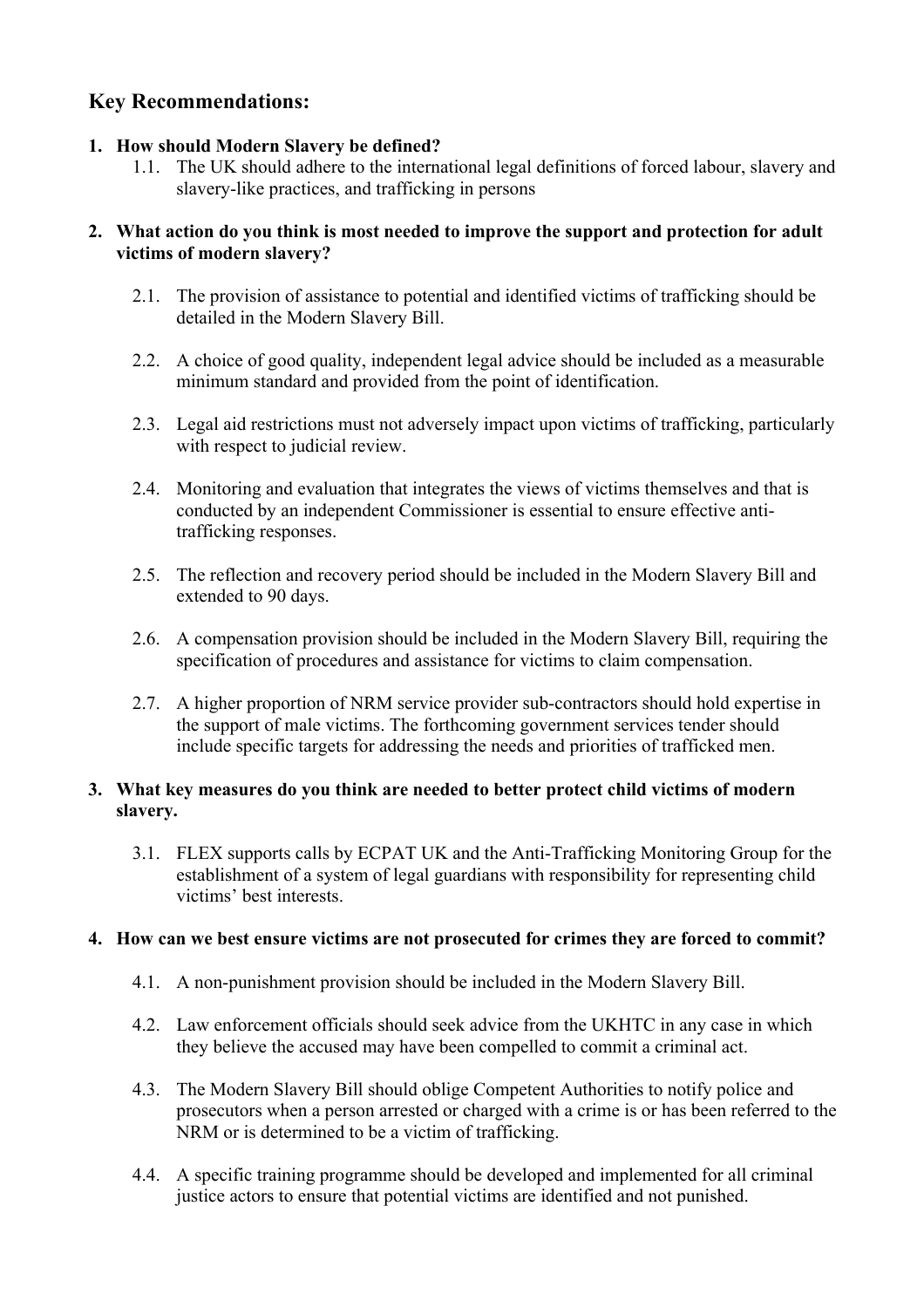## Key Recommendations:

1. **How should Modern Slavery be defined?**
   1.1. The UK should adhere to the international legal definitions of forced labour, slavery and slavery-like practices, and trafficking in persons

2. **What action do you think is most needed to improve the support and protection for adult victims of modern slavery?**

   2.1. The provision of assistance to potential and identified victims of trafficking should be detailed in the Modern Slavery Bill.

   2.2. A choice of good quality, independent legal advice should be included as a measurable minimum standard and provided from the point of identification.

   2.3. Legal aid restrictions must not adversely impact upon victims of trafficking, particularly with respect to judicial review.

   2.4. Monitoring and evaluation that integrates the views of victims themselves and that is conducted by an independent Commissioner is essential to ensure effective anti-trafficking responses.

   2.5. The reflection and recovery period should be included in the Modern Slavery Bill and extended to 90 days.

   2.6. A compensation provision should be included in the Modern Slavery Bill, requiring the specification of procedures and assistance for victims to claim compensation.

   2.7. A higher proportion of NRM service provider sub-contractors should hold expertise in the support of male victims. The forthcoming government services tender should include specific targets for addressing the needs and priorities of trafficked men.

3. **What key measures do you think are needed to better protect child victims of modern slavery.**

   3.1. FLEX supports calls by ECPAT UK and the Anti-Trafficking Monitoring Group for the establishment of a system of legal guardians with responsibility for representing child victims' best interests.

4. **How can we best ensure victims are not prosecuted for crimes they are forced to commit?**

   4.1. A non-punishment provision should be included in the Modern Slavery Bill.

   4.2. Law enforcement officials should seek advice from the UKHTC in any case in which they believe the accused may have been compelled to commit a criminal act.

   4.3. The Modern Slavery Bill should oblige Competent Authorities to notify police and prosecutors when a person arrested or charged with a crime is or has been referred to the NRM or is determined to be a victim of trafficking.

   4.4. A specific training programme should be developed and implemented for all criminal justice actors to ensure that potential victims are identified and not punished.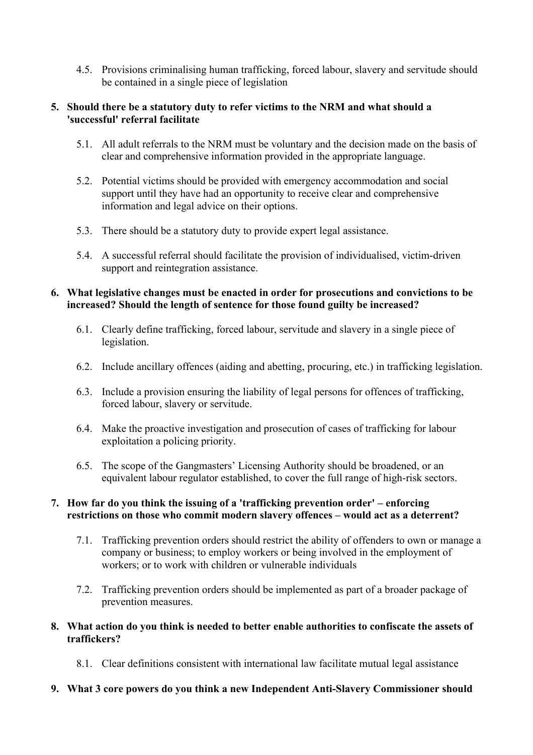4.5. Provisions criminalising human trafficking, forced labour, slavery and servitude should be contained in a single piece of legislation

**5. Should there be a statutory duty to refer victims to the NRM and what should a 'successful' referral facilitate**

5.1. All adult referrals to the NRM must be voluntary and the decision made on the basis of clear and comprehensive information provided in the appropriate language.

5.2. Potential victims should be provided with emergency accommodation and social support until they have had an opportunity to receive clear and comprehensive information and legal advice on their options.

5.3. There should be a statutory duty to provide expert legal assistance.

5.4. A successful referral should facilitate the provision of individualised, victim-driven support and reintegration assistance.

**6. What legislative changes must be enacted in order for prosecutions and convictions to be increased? Should the length of sentence for those found guilty be increased?**

6.1. Clearly define trafficking, forced labour, servitude and slavery in a single piece of legislation.

6.2. Include ancillary offences (aiding and abetting, procuring, etc.) in trafficking legislation.

6.3. Include a provision ensuring the liability of legal persons for offences of trafficking, forced labour, slavery or servitude.

6.4. Make the proactive investigation and prosecution of cases of trafficking for labour exploitation a policing priority.

6.5. The scope of the Gangmasters' Licensing Authority should be broadened, or an equivalent labour regulator established, to cover the full range of high-risk sectors.

**7. How far do you think the issuing of a 'trafficking prevention order' – enforcing restrictions on those who commit modern slavery offences – would act as a deterrent?**

7.1. Trafficking prevention orders should restrict the ability of offenders to own or manage a company or business; to employ workers or being involved in the employment of workers; or to work with children or vulnerable individuals

7.2. Trafficking prevention orders should be implemented as part of a broader package of prevention measures.

**8. What action do you think is needed to better enable authorities to confiscate the assets of traffickers?**

8.1. Clear definitions consistent with international law facilitate mutual legal assistance

**9. What 3 core powers do you think a new Independent Anti-Slavery Commissioner should**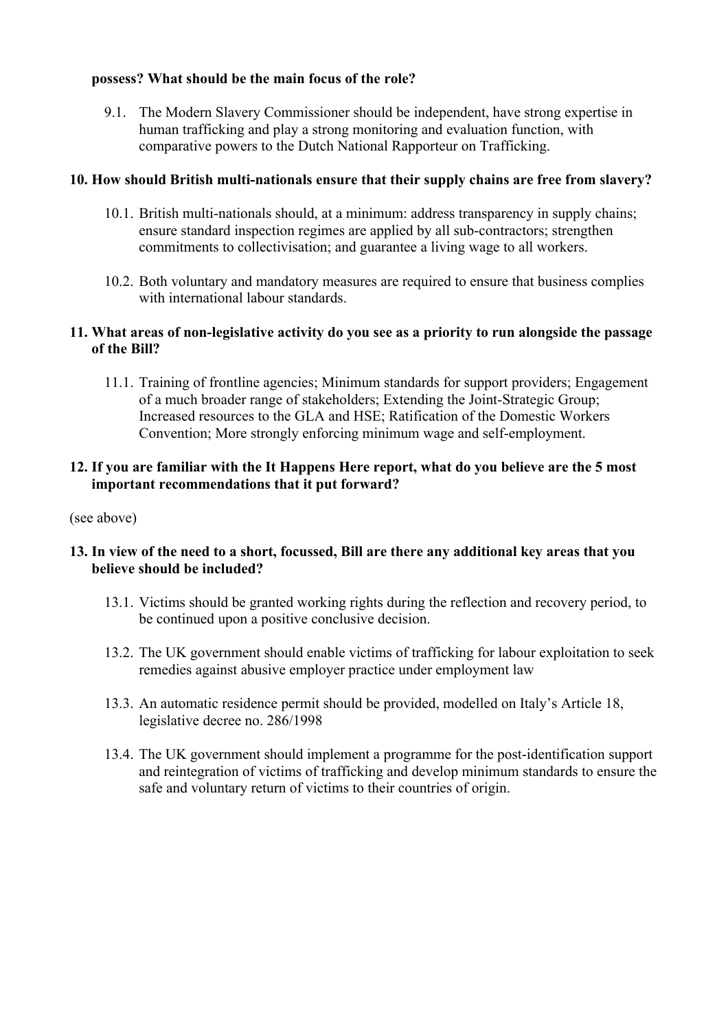**possess? What should be the main focus of the role?**

9.1. The Modern Slavery Commissioner should be independent, have strong expertise in human trafficking and play a strong monitoring and evaluation function, with comparative powers to the Dutch National Rapporteur on Trafficking.

**10. How should British multi-nationals ensure that their supply chains are free from slavery?**

10.1. British multi-nationals should, at a minimum: address transparency in supply chains; ensure standard inspection regimes are applied by all sub-contractors; strengthen commitments to collectivisation; and guarantee a living wage to all workers.

10.2. Both voluntary and mandatory measures are required to ensure that business complies with international labour standards.

**11. What areas of non-legislative activity do you see as a priority to run alongside the passage of the Bill?**

11.1. Training of frontline agencies; Minimum standards for support providers; Engagement of a much broader range of stakeholders; Extending the Joint-Strategic Group; Increased resources to the GLA and HSE; Ratification of the Domestic Workers Convention; More strongly enforcing minimum wage and self-employment.

**12. If you are familiar with the It Happens Here report, what do you believe are the 5 most important recommendations that it put forward?**

(see above)

**13. In view of the need to a short, focussed, Bill are there any additional key areas that you believe should be included?**

13.1. Victims should be granted working rights during the reflection and recovery period, to be continued upon a positive conclusive decision.

13.2. The UK government should enable victims of trafficking for labour exploitation to seek remedies against abusive employer practice under employment law

13.3. An automatic residence permit should be provided, modelled on Italy's Article 18, legislative decree no. 286/1998

13.4. The UK government should implement a programme for the post-identification support and reintegration of victims of trafficking and develop minimum standards to ensure the safe and voluntary return of victims to their countries of origin.